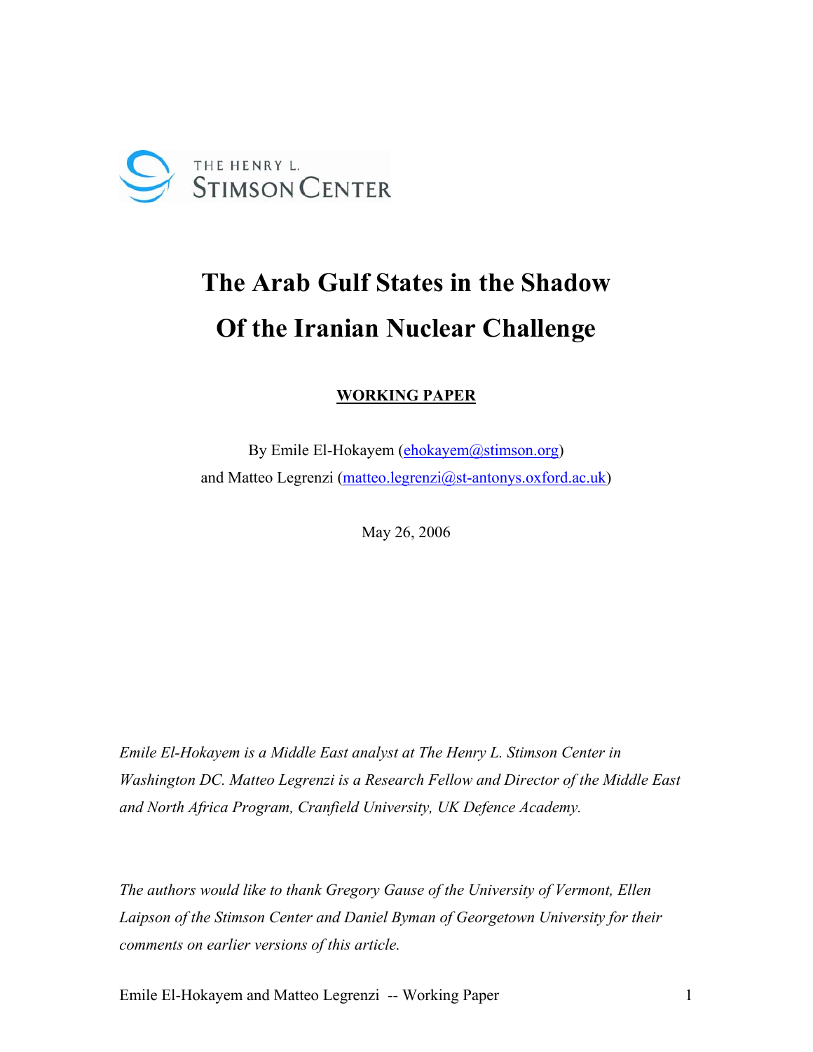THE HENRY L. STIMSON CENTER

# The Arab Gulf States in the Shadow Of the Iranian Nuclear Challenge

**WORKING PAPER**

By Emile El-Hokayem (ehokayem@stimson.org)
and Matteo Legrenzi (matteo.legrenzi@st-antonys.oxford.ac.uk)

May 26, 2006

*Emile El-Hokayem is a Middle East analyst at The Henry L. Stimson Center in Washington DC. Matteo Legrenzi is a Research Fellow and Director of the Middle East and North Africa Program, Cranfield University, UK Defence Academy.*

*The authors would like to thank Gregory Gause of the University of Vermont, Ellen Laipson of the Stimson Center and Daniel Byman of Georgetown University for their comments on earlier versions of this article.*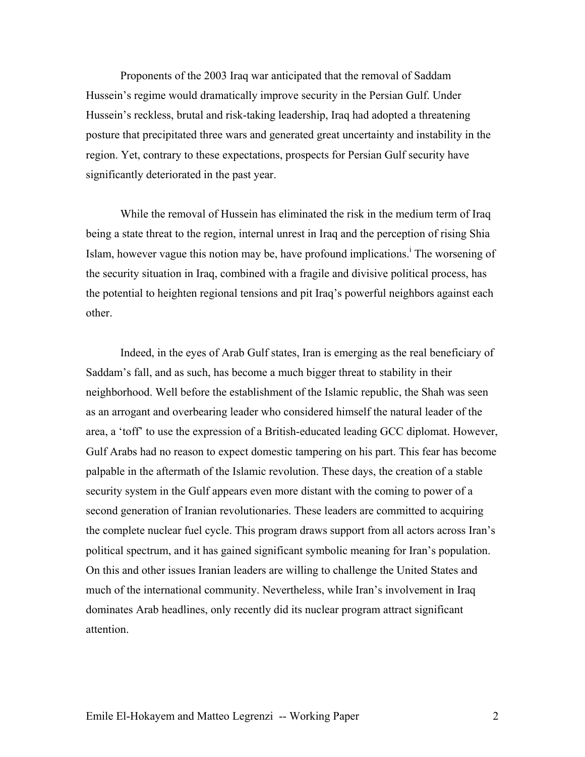Proponents of the 2003 Iraq war anticipated that the removal of Saddam Hussein's regime would dramatically improve security in the Persian Gulf. Under Hussein's reckless, brutal and risk-taking leadership, Iraq had adopted a threatening posture that precipitated three wars and generated great uncertainty and instability in the region. Yet, contrary to these expectations, prospects for Persian Gulf security have significantly deteriorated in the past year.

While the removal of Hussein has eliminated the risk in the medium term of Iraq being a state threat to the region, internal unrest in Iraq and the perception of rising Shia Islam, however vague this notion may be, have profound implications.[i] The worsening of the security situation in Iraq, combined with a fragile and divisive political process, has the potential to heighten regional tensions and pit Iraq's powerful neighbors against each other.

Indeed, in the eyes of Arab Gulf states, Iran is emerging as the real beneficiary of Saddam's fall, and as such, has become a much bigger threat to stability in their neighborhood. Well before the establishment of the Islamic republic, the Shah was seen as an arrogant and overbearing leader who considered himself the natural leader of the area, a 'toff' to use the expression of a British-educated leading GCC diplomat. However, Gulf Arabs had no reason to expect domestic tampering on his part. This fear has become palpable in the aftermath of the Islamic revolution. These days, the creation of a stable security system in the Gulf appears even more distant with the coming to power of a second generation of Iranian revolutionaries. These leaders are committed to acquiring the complete nuclear fuel cycle. This program draws support from all actors across Iran's political spectrum, and it has gained significant symbolic meaning for Iran's population. On this and other issues Iranian leaders are willing to challenge the United States and much of the international community. Nevertheless, while Iran's involvement in Iraq dominates Arab headlines, only recently did its nuclear program attract significant attention.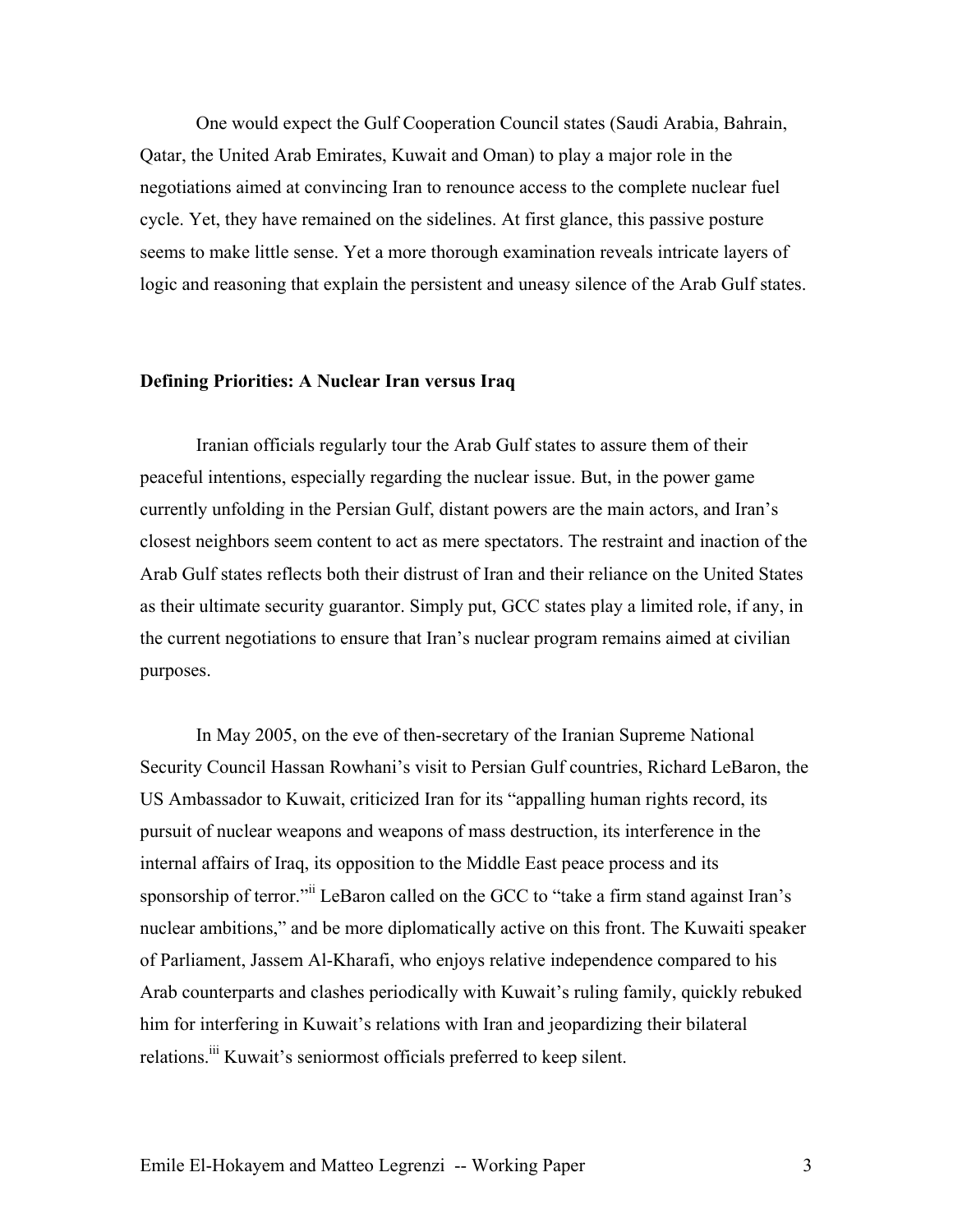One would expect the Gulf Cooperation Council states (Saudi Arabia, Bahrain, Qatar, the United Arab Emirates, Kuwait and Oman) to play a major role in the negotiations aimed at convincing Iran to renounce access to the complete nuclear fuel cycle. Yet, they have remained on the sidelines. At first glance, this passive posture seems to make little sense. Yet a more thorough examination reveals intricate layers of logic and reasoning that explain the persistent and uneasy silence of the Arab Gulf states.

## Defining Priorities: A Nuclear Iran versus Iraq

Iranian officials regularly tour the Arab Gulf states to assure them of their peaceful intentions, especially regarding the nuclear issue. But, in the power game currently unfolding in the Persian Gulf, distant powers are the main actors, and Iran's closest neighbors seem content to act as mere spectators. The restraint and inaction of the Arab Gulf states reflects both their distrust of Iran and their reliance on the United States as their ultimate security guarantor. Simply put, GCC states play a limited role, if any, in the current negotiations to ensure that Iran's nuclear program remains aimed at civilian purposes.

In May 2005, on the eve of then-secretary of the Iranian Supreme National Security Council Hassan Rowhani's visit to Persian Gulf countries, Richard LeBaron, the US Ambassador to Kuwait, criticized Iran for its "appalling human rights record, its pursuit of nuclear weapons and weapons of mass destruction, its interference in the internal affairs of Iraq, its opposition to the Middle East peace process and its sponsorship of terror."[ii] LeBaron called on the GCC to "take a firm stand against Iran's nuclear ambitions," and be more diplomatically active on this front. The Kuwaiti speaker of Parliament, Jassem Al-Kharafi, who enjoys relative independence compared to his Arab counterparts and clashes periodically with Kuwait's ruling family, quickly rebuked him for interfering in Kuwait's relations with Iran and jeopardizing their bilateral relations.[iii] Kuwait's seniormost officials preferred to keep silent.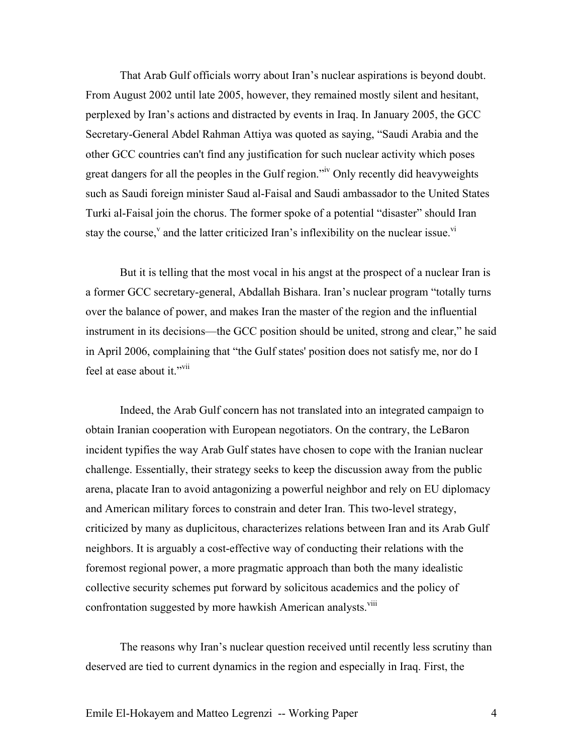That Arab Gulf officials worry about Iran's nuclear aspirations is beyond doubt. From August 2002 until late 2005, however, they remained mostly silent and hesitant, perplexed by Iran's actions and distracted by events in Iraq. In January 2005, the GCC Secretary-General Abdel Rahman Attiya was quoted as saying, "Saudi Arabia and the other GCC countries can't find any justification for such nuclear activity which poses great dangers for all the peoples in the Gulf region."[iv] Only recently did heavyweights such as Saudi foreign minister Saud al-Faisal and Saudi ambassador to the United States Turki al-Faisal join the chorus. The former spoke of a potential "disaster" should Iran stay the course,[v] and the latter criticized Iran's inflexibility on the nuclear issue.[vi]

But it is telling that the most vocal in his angst at the prospect of a nuclear Iran is a former GCC secretary-general, Abdallah Bishara. Iran's nuclear program "totally turns over the balance of power, and makes Iran the master of the region and the influential instrument in its decisions—the GCC position should be united, strong and clear," he said in April 2006, complaining that "the Gulf states' position does not satisfy me, nor do I feel at ease about it."[vii]

Indeed, the Arab Gulf concern has not translated into an integrated campaign to obtain Iranian cooperation with European negotiators. On the contrary, the LeBaron incident typifies the way Arab Gulf states have chosen to cope with the Iranian nuclear challenge. Essentially, their strategy seeks to keep the discussion away from the public arena, placate Iran to avoid antagonizing a powerful neighbor and rely on EU diplomacy and American military forces to constrain and deter Iran. This two-level strategy, criticized by many as duplicitous, characterizes relations between Iran and its Arab Gulf neighbors. It is arguably a cost-effective way of conducting their relations with the foremost regional power, a more pragmatic approach than both the many idealistic collective security schemes put forward by solicitous academics and the policy of confrontation suggested by more hawkish American analysts.[viii]

The reasons why Iran's nuclear question received until recently less scrutiny than deserved are tied to current dynamics in the region and especially in Iraq. First, the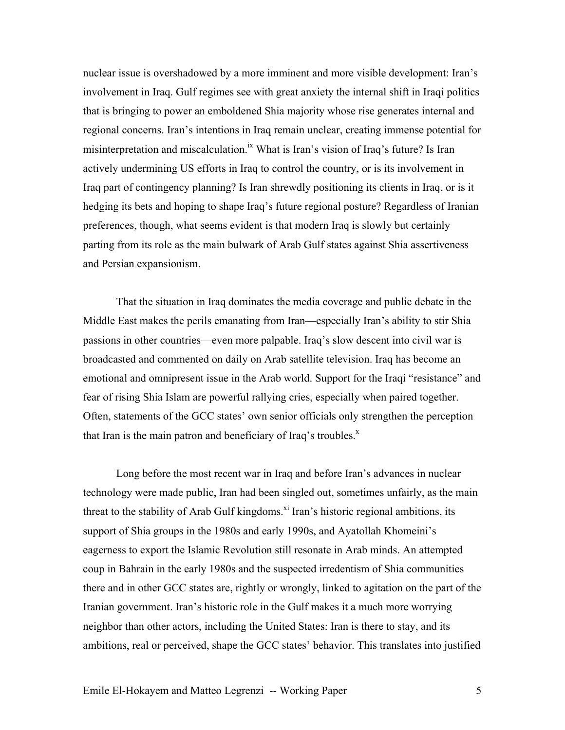nuclear issue is overshadowed by a more imminent and more visible development: Iran's involvement in Iraq. Gulf regimes see with great anxiety the internal shift in Iraqi politics that is bringing to power an emboldened Shia majority whose rise generates internal and regional concerns. Iran's intentions in Iraq remain unclear, creating immense potential for misinterpretation and miscalculation.[ix] What is Iran's vision of Iraq's future? Is Iran actively undermining US efforts in Iraq to control the country, or is its involvement in Iraq part of contingency planning? Is Iran shrewdly positioning its clients in Iraq, or is it hedging its bets and hoping to shape Iraq's future regional posture? Regardless of Iranian preferences, though, what seems evident is that modern Iraq is slowly but certainly parting from its role as the main bulwark of Arab Gulf states against Shia assertiveness and Persian expansionism.

That the situation in Iraq dominates the media coverage and public debate in the Middle East makes the perils emanating from Iran—especially Iran's ability to stir Shia passions in other countries—even more palpable. Iraq's slow descent into civil war is broadcasted and commented on daily on Arab satellite television. Iraq has become an emotional and omnipresent issue in the Arab world. Support for the Iraqi "resistance" and fear of rising Shia Islam are powerful rallying cries, especially when paired together. Often, statements of the GCC states' own senior officials only strengthen the perception that Iran is the main patron and beneficiary of Iraq's troubles.[x]

Long before the most recent war in Iraq and before Iran's advances in nuclear technology were made public, Iran had been singled out, sometimes unfairly, as the main threat to the stability of Arab Gulf kingdoms.[xi] Iran's historic regional ambitions, its support of Shia groups in the 1980s and early 1990s, and Ayatollah Khomeini's eagerness to export the Islamic Revolution still resonate in Arab minds. An attempted coup in Bahrain in the early 1980s and the suspected irredentism of Shia communities there and in other GCC states are, rightly or wrongly, linked to agitation on the part of the Iranian government. Iran's historic role in the Gulf makes it a much more worrying neighbor than other actors, including the United States: Iran is there to stay, and its ambitions, real or perceived, shape the GCC states' behavior. This translates into justified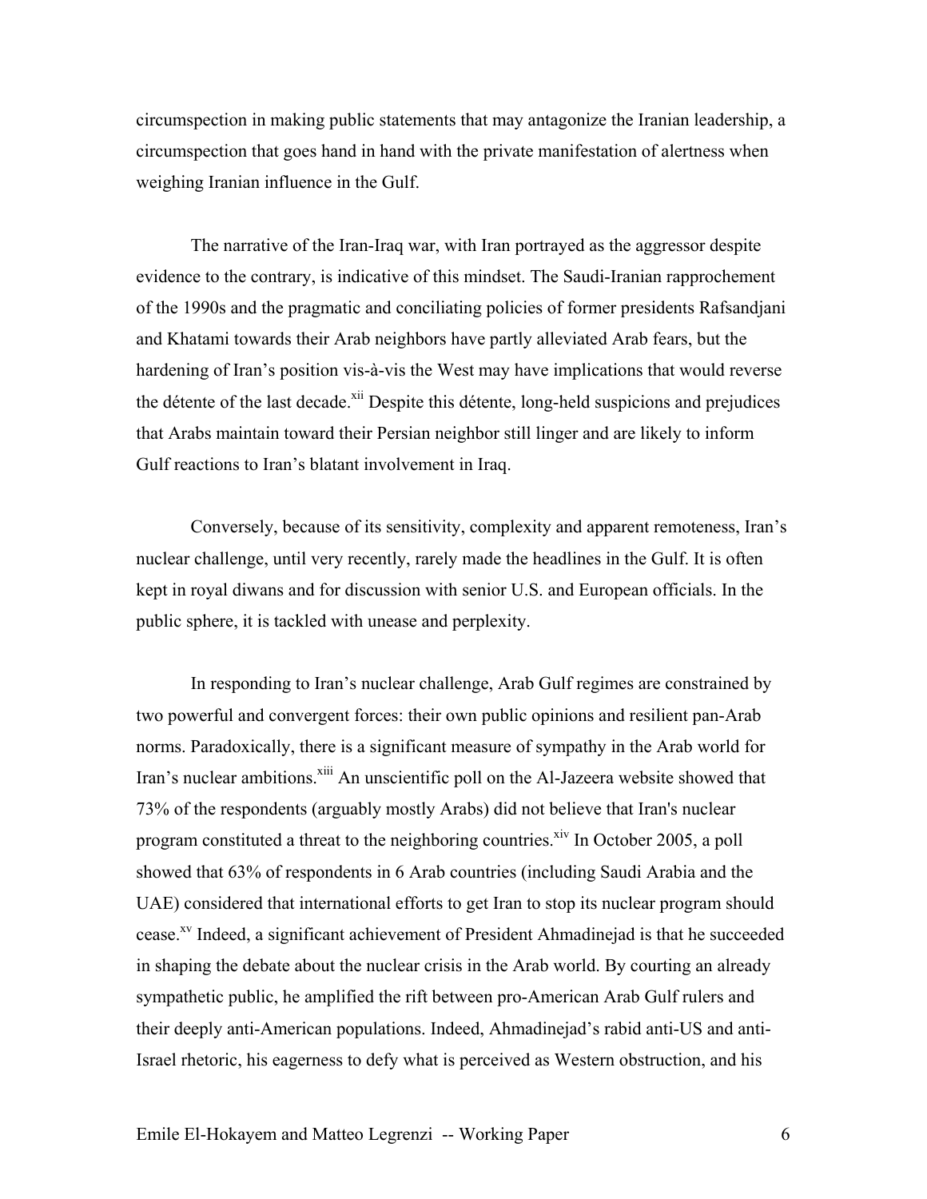circumspection in making public statements that may antagonize the Iranian leadership, a circumspection that goes hand in hand with the private manifestation of alertness when weighing Iranian influence in the Gulf.

The narrative of the Iran-Iraq war, with Iran portrayed as the aggressor despite evidence to the contrary, is indicative of this mindset. The Saudi-Iranian rapprochement of the 1990s and the pragmatic and conciliating policies of former presidents Rafsandjani and Khatami towards their Arab neighbors have partly alleviated Arab fears, but the hardening of Iran's position vis-à-vis the West may have implications that would reverse the détente of the last decade.[xii] Despite this détente, long-held suspicions and prejudices that Arabs maintain toward their Persian neighbor still linger and are likely to inform Gulf reactions to Iran's blatant involvement in Iraq.

Conversely, because of its sensitivity, complexity and apparent remoteness, Iran's nuclear challenge, until very recently, rarely made the headlines in the Gulf. It is often kept in royal diwans and for discussion with senior U.S. and European officials. In the public sphere, it is tackled with unease and perplexity.

In responding to Iran's nuclear challenge, Arab Gulf regimes are constrained by two powerful and convergent forces: their own public opinions and resilient pan-Arab norms. Paradoxically, there is a significant measure of sympathy in the Arab world for Iran's nuclear ambitions.[xiii] An unscientific poll on the Al-Jazeera website showed that 73% of the respondents (arguably mostly Arabs) did not believe that Iran's nuclear program constituted a threat to the neighboring countries.[xiv] In October 2005, a poll showed that 63% of respondents in 6 Arab countries (including Saudi Arabia and the UAE) considered that international efforts to get Iran to stop its nuclear program should cease.[xv] Indeed, a significant achievement of President Ahmadinejad is that he succeeded in shaping the debate about the nuclear crisis in the Arab world. By courting an already sympathetic public, he amplified the rift between pro-American Arab Gulf rulers and their deeply anti-American populations. Indeed, Ahmadinejad's rabid anti-US and anti-Israel rhetoric, his eagerness to defy what is perceived as Western obstruction, and his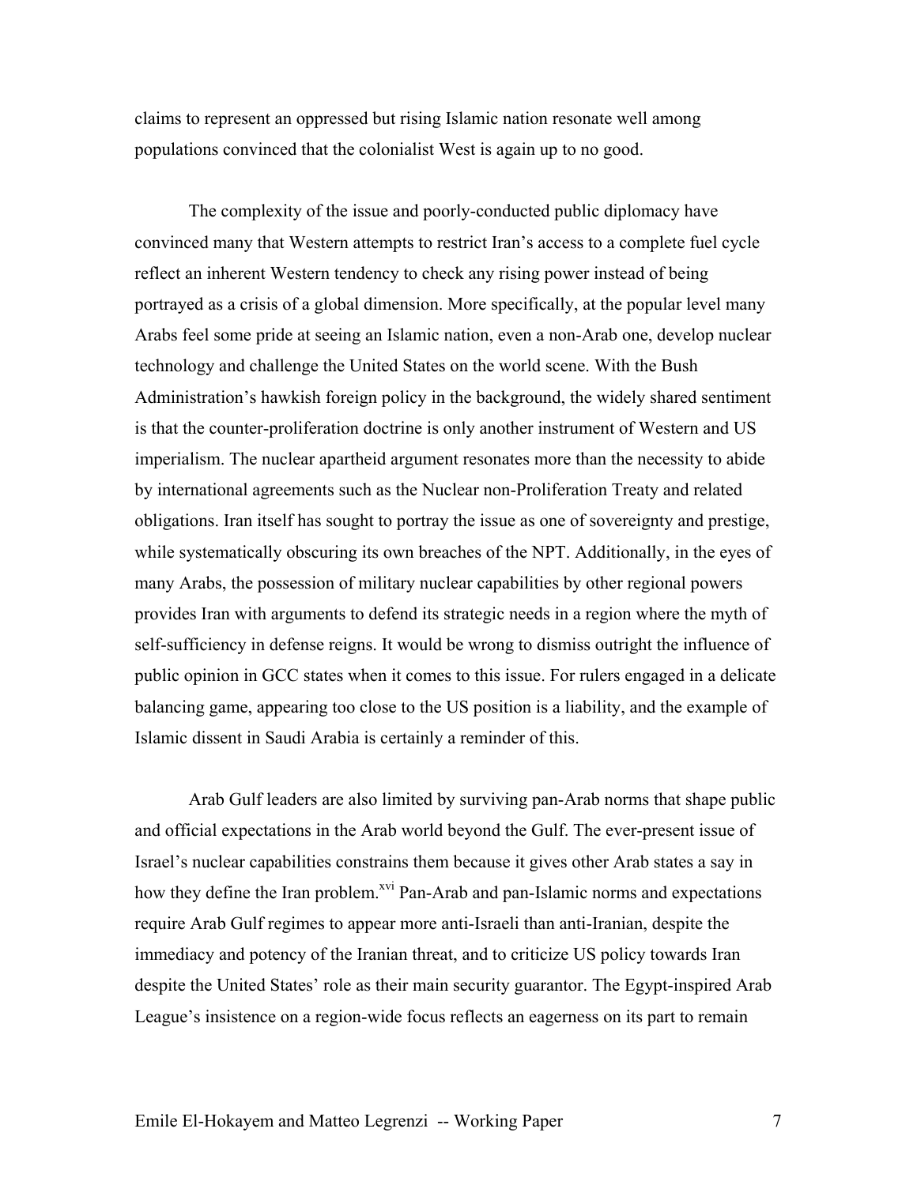claims to represent an oppressed but rising Islamic nation resonate well among populations convinced that the colonialist West is again up to no good.

The complexity of the issue and poorly-conducted public diplomacy have convinced many that Western attempts to restrict Iran's access to a complete fuel cycle reflect an inherent Western tendency to check any rising power instead of being portrayed as a crisis of a global dimension. More specifically, at the popular level many Arabs feel some pride at seeing an Islamic nation, even a non-Arab one, develop nuclear technology and challenge the United States on the world scene. With the Bush Administration's hawkish foreign policy in the background, the widely shared sentiment is that the counter-proliferation doctrine is only another instrument of Western and US imperialism. The nuclear apartheid argument resonates more than the necessity to abide by international agreements such as the Nuclear non-Proliferation Treaty and related obligations. Iran itself has sought to portray the issue as one of sovereignty and prestige, while systematically obscuring its own breaches of the NPT. Additionally, in the eyes of many Arabs, the possession of military nuclear capabilities by other regional powers provides Iran with arguments to defend its strategic needs in a region where the myth of self-sufficiency in defense reigns. It would be wrong to dismiss outright the influence of public opinion in GCC states when it comes to this issue. For rulers engaged in a delicate balancing game, appearing too close to the US position is a liability, and the example of Islamic dissent in Saudi Arabia is certainly a reminder of this.

Arab Gulf leaders are also limited by surviving pan-Arab norms that shape public and official expectations in the Arab world beyond the Gulf. The ever-present issue of Israel's nuclear capabilities constrains them because it gives other Arab states a say in how they define the Iran problem.[xvi] Pan-Arab and pan-Islamic norms and expectations require Arab Gulf regimes to appear more anti-Israeli than anti-Iranian, despite the immediacy and potency of the Iranian threat, and to criticize US policy towards Iran despite the United States' role as their main security guarantor. The Egypt-inspired Arab League's insistence on a region-wide focus reflects an eagerness on its part to remain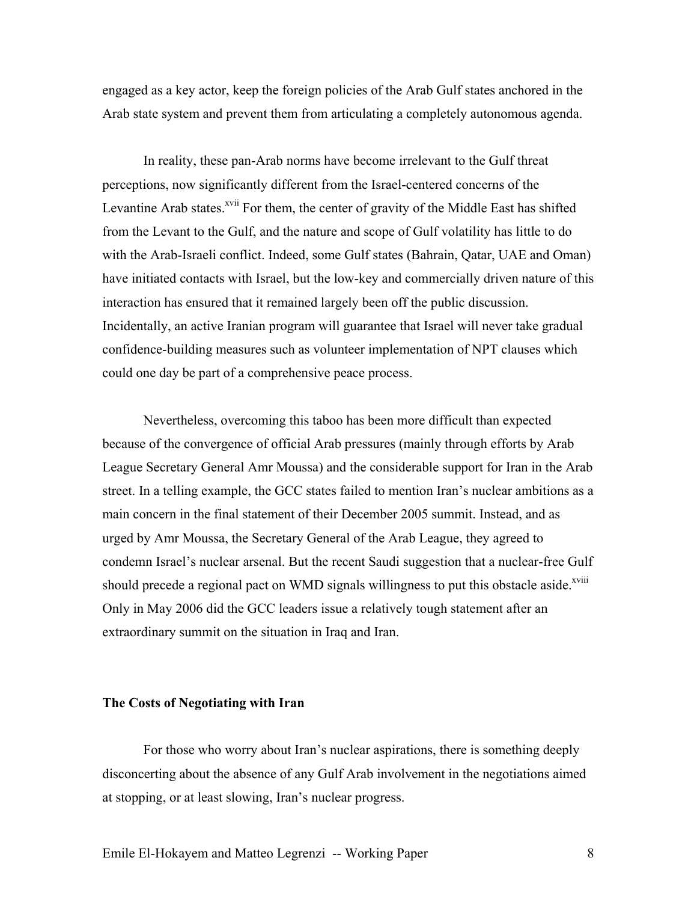engaged as a key actor, keep the foreign policies of the Arab Gulf states anchored in the Arab state system and prevent them from articulating a completely autonomous agenda.

In reality, these pan-Arab norms have become irrelevant to the Gulf threat perceptions, now significantly different from the Israel-centered concerns of the Levantine Arab states.[xvii] For them, the center of gravity of the Middle East has shifted from the Levant to the Gulf, and the nature and scope of Gulf volatility has little to do with the Arab-Israeli conflict. Indeed, some Gulf states (Bahrain, Qatar, UAE and Oman) have initiated contacts with Israel, but the low-key and commercially driven nature of this interaction has ensured that it remained largely been off the public discussion. Incidentally, an active Iranian program will guarantee that Israel will never take gradual confidence-building measures such as volunteer implementation of NPT clauses which could one day be part of a comprehensive peace process.

Nevertheless, overcoming this taboo has been more difficult than expected because of the convergence of official Arab pressures (mainly through efforts by Arab League Secretary General Amr Moussa) and the considerable support for Iran in the Arab street. In a telling example, the GCC states failed to mention Iran's nuclear ambitions as a main concern in the final statement of their December 2005 summit. Instead, and as urged by Amr Moussa, the Secretary General of the Arab League, they agreed to condemn Israel's nuclear arsenal. But the recent Saudi suggestion that a nuclear-free Gulf should precede a regional pact on WMD signals willingness to put this obstacle aside.[xviii] Only in May 2006 did the GCC leaders issue a relatively tough statement after an extraordinary summit on the situation in Iraq and Iran.

## The Costs of Negotiating with Iran

For those who worry about Iran's nuclear aspirations, there is something deeply disconcerting about the absence of any Gulf Arab involvement in the negotiations aimed at stopping, or at least slowing, Iran's nuclear progress.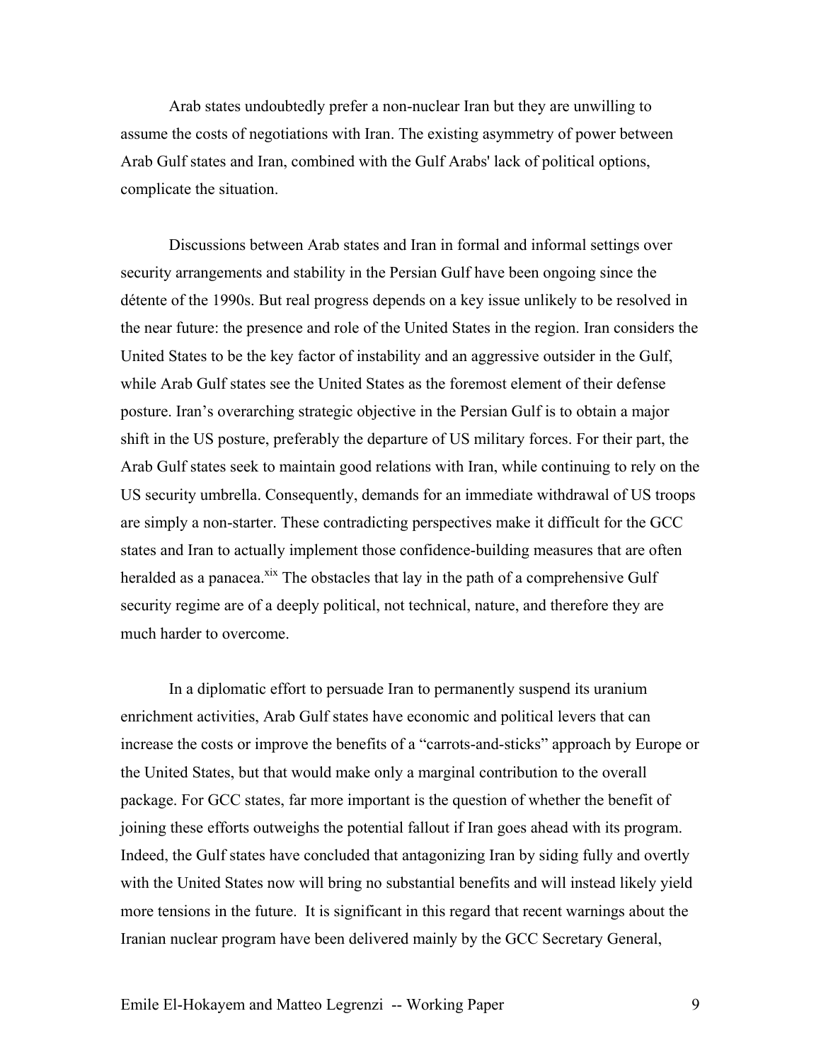Arab states undoubtedly prefer a non-nuclear Iran but they are unwilling to assume the costs of negotiations with Iran. The existing asymmetry of power between Arab Gulf states and Iran, combined with the Gulf Arabs' lack of political options, complicate the situation.

Discussions between Arab states and Iran in formal and informal settings over security arrangements and stability in the Persian Gulf have been ongoing since the détente of the 1990s. But real progress depends on a key issue unlikely to be resolved in the near future: the presence and role of the United States in the region. Iran considers the United States to be the key factor of instability and an aggressive outsider in the Gulf, while Arab Gulf states see the United States as the foremost element of their defense posture. Iran's overarching strategic objective in the Persian Gulf is to obtain a major shift in the US posture, preferably the departure of US military forces. For their part, the Arab Gulf states seek to maintain good relations with Iran, while continuing to rely on the US security umbrella. Consequently, demands for an immediate withdrawal of US troops are simply a non-starter. These contradicting perspectives make it difficult for the GCC states and Iran to actually implement those confidence-building measures that are often heralded as a panacea.[xix] The obstacles that lay in the path of a comprehensive Gulf security regime are of a deeply political, not technical, nature, and therefore they are much harder to overcome.

In a diplomatic effort to persuade Iran to permanently suspend its uranium enrichment activities, Arab Gulf states have economic and political levers that can increase the costs or improve the benefits of a "carrots-and-sticks" approach by Europe or the United States, but that would make only a marginal contribution to the overall package. For GCC states, far more important is the question of whether the benefit of joining these efforts outweighs the potential fallout if Iran goes ahead with its program. Indeed, the Gulf states have concluded that antagonizing Iran by siding fully and overtly with the United States now will bring no substantial benefits and will instead likely yield more tensions in the future. It is significant in this regard that recent warnings about the Iranian nuclear program have been delivered mainly by the GCC Secretary General,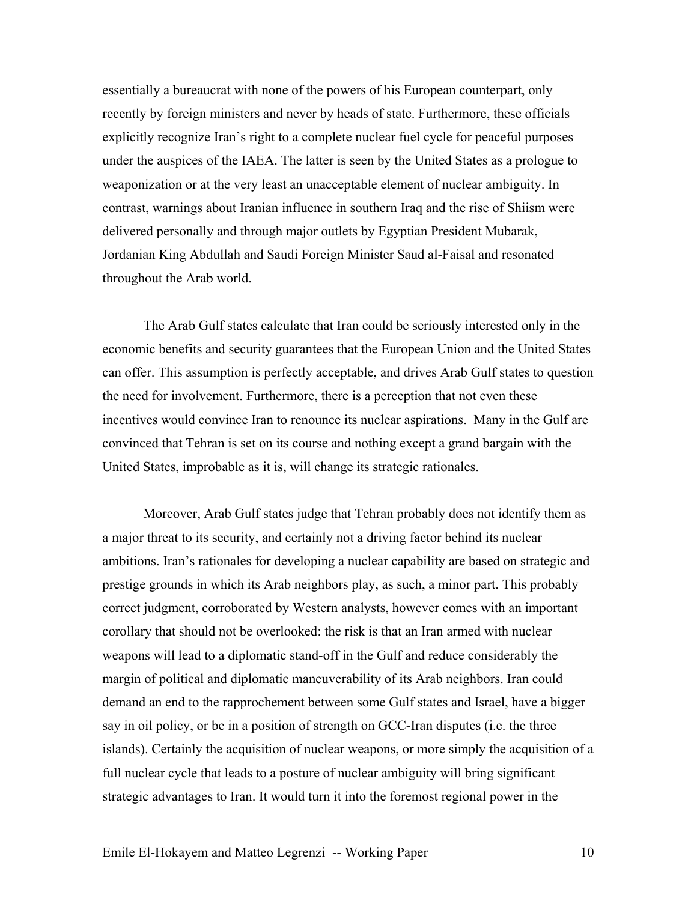essentially a bureaucrat with none of the powers of his European counterpart, only recently by foreign ministers and never by heads of state. Furthermore, these officials explicitly recognize Iran's right to a complete nuclear fuel cycle for peaceful purposes under the auspices of the IAEA. The latter is seen by the United States as a prologue to weaponization or at the very least an unacceptable element of nuclear ambiguity. In contrast, warnings about Iranian influence in southern Iraq and the rise of Shiism were delivered personally and through major outlets by Egyptian President Mubarak, Jordanian King Abdullah and Saudi Foreign Minister Saud al-Faisal and resonated throughout the Arab world.

The Arab Gulf states calculate that Iran could be seriously interested only in the economic benefits and security guarantees that the European Union and the United States can offer. This assumption is perfectly acceptable, and drives Arab Gulf states to question the need for involvement. Furthermore, there is a perception that not even these incentives would convince Iran to renounce its nuclear aspirations. Many in the Gulf are convinced that Tehran is set on its course and nothing except a grand bargain with the United States, improbable as it is, will change its strategic rationales.

Moreover, Arab Gulf states judge that Tehran probably does not identify them as a major threat to its security, and certainly not a driving factor behind its nuclear ambitions. Iran's rationales for developing a nuclear capability are based on strategic and prestige grounds in which its Arab neighbors play, as such, a minor part. This probably correct judgment, corroborated by Western analysts, however comes with an important corollary that should not be overlooked: the risk is that an Iran armed with nuclear weapons will lead to a diplomatic stand-off in the Gulf and reduce considerably the margin of political and diplomatic maneuverability of its Arab neighbors. Iran could demand an end to the rapprochement between some Gulf states and Israel, have a bigger say in oil policy, or be in a position of strength on GCC-Iran disputes (i.e. the three islands). Certainly the acquisition of nuclear weapons, or more simply the acquisition of a full nuclear cycle that leads to a posture of nuclear ambiguity will bring significant strategic advantages to Iran. It would turn it into the foremost regional power in the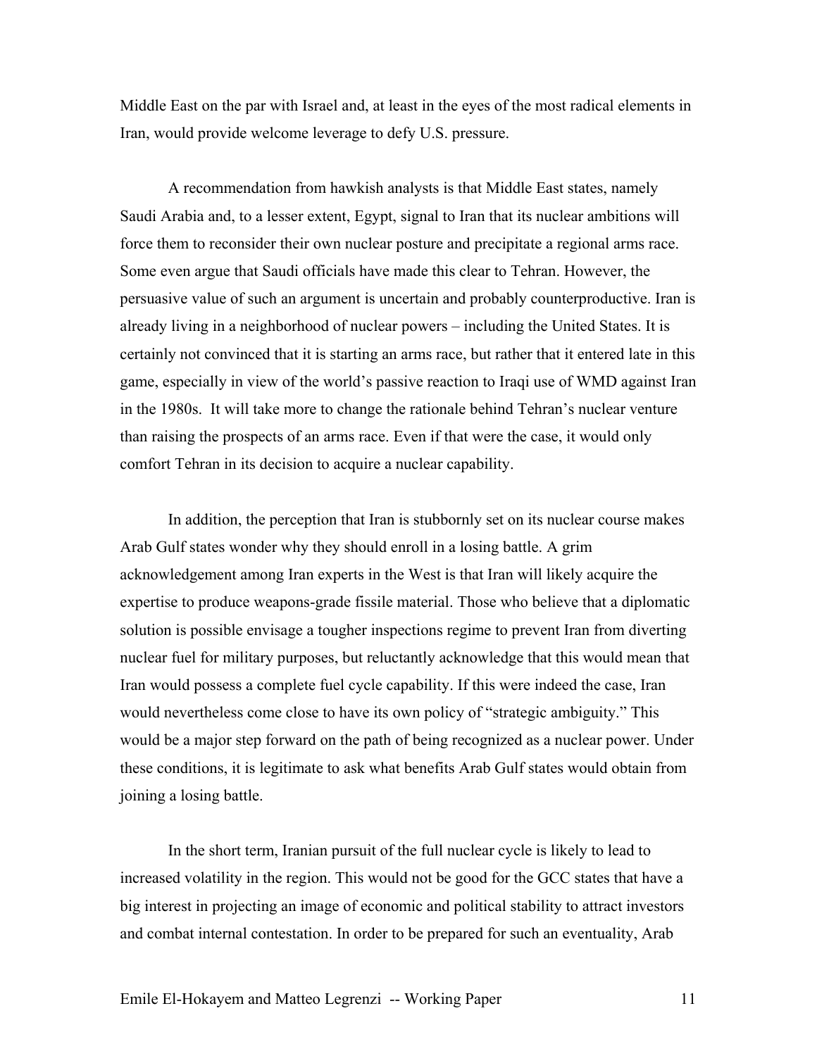Middle East on the par with Israel and, at least in the eyes of the most radical elements in Iran, would provide welcome leverage to defy U.S. pressure.

A recommendation from hawkish analysts is that Middle East states, namely Saudi Arabia and, to a lesser extent, Egypt, signal to Iran that its nuclear ambitions will force them to reconsider their own nuclear posture and precipitate a regional arms race. Some even argue that Saudi officials have made this clear to Tehran. However, the persuasive value of such an argument is uncertain and probably counterproductive. Iran is already living in a neighborhood of nuclear powers – including the United States. It is certainly not convinced that it is starting an arms race, but rather that it entered late in this game, especially in view of the world's passive reaction to Iraqi use of WMD against Iran in the 1980s. It will take more to change the rationale behind Tehran's nuclear venture than raising the prospects of an arms race. Even if that were the case, it would only comfort Tehran in its decision to acquire a nuclear capability.

In addition, the perception that Iran is stubbornly set on its nuclear course makes Arab Gulf states wonder why they should enroll in a losing battle. A grim acknowledgement among Iran experts in the West is that Iran will likely acquire the expertise to produce weapons-grade fissile material. Those who believe that a diplomatic solution is possible envisage a tougher inspections regime to prevent Iran from diverting nuclear fuel for military purposes, but reluctantly acknowledge that this would mean that Iran would possess a complete fuel cycle capability. If this were indeed the case, Iran would nevertheless come close to have its own policy of "strategic ambiguity." This would be a major step forward on the path of being recognized as a nuclear power. Under these conditions, it is legitimate to ask what benefits Arab Gulf states would obtain from joining a losing battle.

In the short term, Iranian pursuit of the full nuclear cycle is likely to lead to increased volatility in the region. This would not be good for the GCC states that have a big interest in projecting an image of economic and political stability to attract investors and combat internal contestation. In order to be prepared for such an eventuality, Arab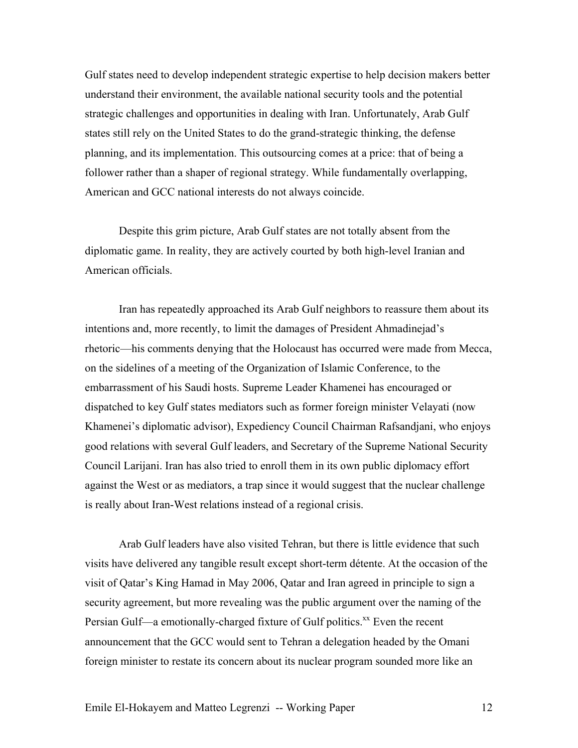Gulf states need to develop independent strategic expertise to help decision makers better understand their environment, the available national security tools and the potential strategic challenges and opportunities in dealing with Iran. Unfortunately, Arab Gulf states still rely on the United States to do the grand-strategic thinking, the defense planning, and its implementation. This outsourcing comes at a price: that of being a follower rather than a shaper of regional strategy. While fundamentally overlapping, American and GCC national interests do not always coincide.

Despite this grim picture, Arab Gulf states are not totally absent from the diplomatic game. In reality, they are actively courted by both high-level Iranian and American officials.

Iran has repeatedly approached its Arab Gulf neighbors to reassure them about its intentions and, more recently, to limit the damages of President Ahmadinejad's rhetoric—his comments denying that the Holocaust has occurred were made from Mecca, on the sidelines of a meeting of the Organization of Islamic Conference, to the embarrassment of his Saudi hosts. Supreme Leader Khamenei has encouraged or dispatched to key Gulf states mediators such as former foreign minister Velayati (now Khamenei's diplomatic advisor), Expediency Council Chairman Rafsandjani, who enjoys good relations with several Gulf leaders, and Secretary of the Supreme National Security Council Larijani. Iran has also tried to enroll them in its own public diplomacy effort against the West or as mediators, a trap since it would suggest that the nuclear challenge is really about Iran-West relations instead of a regional crisis.

Arab Gulf leaders have also visited Tehran, but there is little evidence that such visits have delivered any tangible result except short-term détente. At the occasion of the visit of Qatar's King Hamad in May 2006, Qatar and Iran agreed in principle to sign a security agreement, but more revealing was the public argument over the naming of the Persian Gulf—a emotionally-charged fixture of Gulf politics.[xx] Even the recent announcement that the GCC would sent to Tehran a delegation headed by the Omani foreign minister to restate its concern about its nuclear program sounded more like an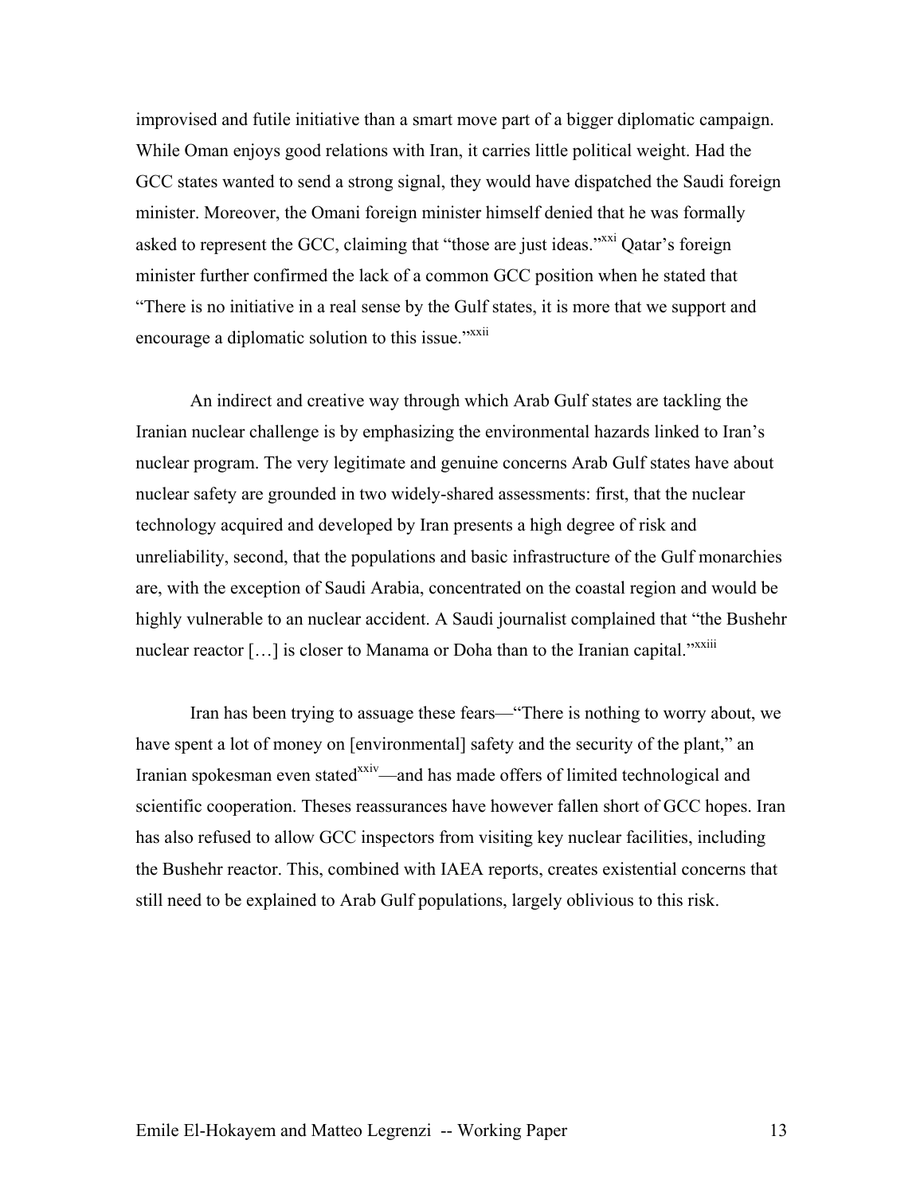improvised and futile initiative than a smart move part of a bigger diplomatic campaign. While Oman enjoys good relations with Iran, it carries little political weight. Had the GCC states wanted to send a strong signal, they would have dispatched the Saudi foreign minister. Moreover, the Omani foreign minister himself denied that he was formally asked to represent the GCC, claiming that "those are just ideas."[xxi] Qatar's foreign minister further confirmed the lack of a common GCC position when he stated that "There is no initiative in a real sense by the Gulf states, it is more that we support and encourage a diplomatic solution to this issue."[xxii]

An indirect and creative way through which Arab Gulf states are tackling the Iranian nuclear challenge is by emphasizing the environmental hazards linked to Iran's nuclear program. The very legitimate and genuine concerns Arab Gulf states have about nuclear safety are grounded in two widely-shared assessments: first, that the nuclear technology acquired and developed by Iran presents a high degree of risk and unreliability, second, that the populations and basic infrastructure of the Gulf monarchies are, with the exception of Saudi Arabia, concentrated on the coastal region and would be highly vulnerable to an nuclear accident. A Saudi journalist complained that "the Bushehr nuclear reactor […] is closer to Manama or Doha than to the Iranian capital."[xxiii]

Iran has been trying to assuage these fears—"There is nothing to worry about, we have spent a lot of money on [environmental] safety and the security of the plant," an Iranian spokesman even stated[xxiv]—and has made offers of limited technological and scientific cooperation. Theses reassurances have however fallen short of GCC hopes. Iran has also refused to allow GCC inspectors from visiting key nuclear facilities, including the Bushehr reactor. This, combined with IAEA reports, creates existential concerns that still need to be explained to Arab Gulf populations, largely oblivious to this risk.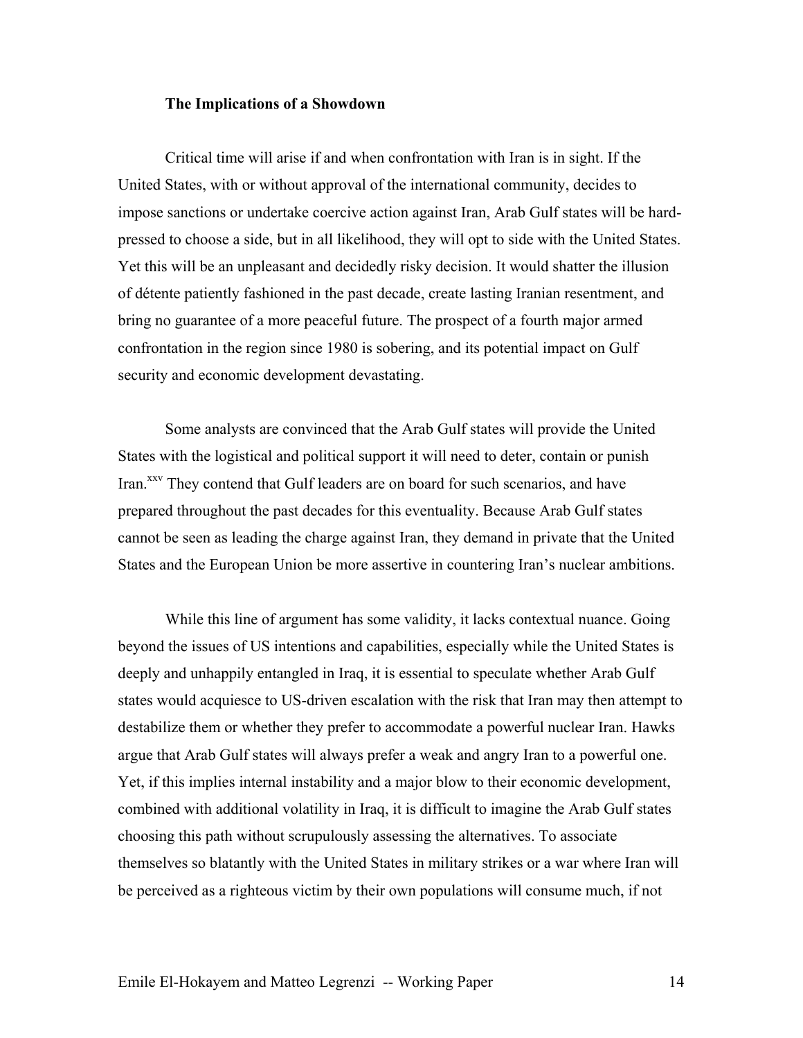### The Implications of a Showdown

Critical time will arise if and when confrontation with Iran is in sight. If the United States, with or without approval of the international community, decides to impose sanctions or undertake coercive action against Iran, Arab Gulf states will be hard-pressed to choose a side, but in all likelihood, they will opt to side with the United States. Yet this will be an unpleasant and decidedly risky decision. It would shatter the illusion of détente patiently fashioned in the past decade, create lasting Iranian resentment, and bring no guarantee of a more peaceful future. The prospect of a fourth major armed confrontation in the region since 1980 is sobering, and its potential impact on Gulf security and economic development devastating.

Some analysts are convinced that the Arab Gulf states will provide the United States with the logistical and political support it will need to deter, contain or punish Iran.[xxv] They contend that Gulf leaders are on board for such scenarios, and have prepared throughout the past decades for this eventuality. Because Arab Gulf states cannot be seen as leading the charge against Iran, they demand in private that the United States and the European Union be more assertive in countering Iran's nuclear ambitions.

While this line of argument has some validity, it lacks contextual nuance. Going beyond the issues of US intentions and capabilities, especially while the United States is deeply and unhappily entangled in Iraq, it is essential to speculate whether Arab Gulf states would acquiesce to US-driven escalation with the risk that Iran may then attempt to destabilize them or whether they prefer to accommodate a powerful nuclear Iran. Hawks argue that Arab Gulf states will always prefer a weak and angry Iran to a powerful one. Yet, if this implies internal instability and a major blow to their economic development, combined with additional volatility in Iraq, it is difficult to imagine the Arab Gulf states choosing this path without scrupulously assessing the alternatives. To associate themselves so blatantly with the United States in military strikes or a war where Iran will be perceived as a righteous victim by their own populations will consume much, if not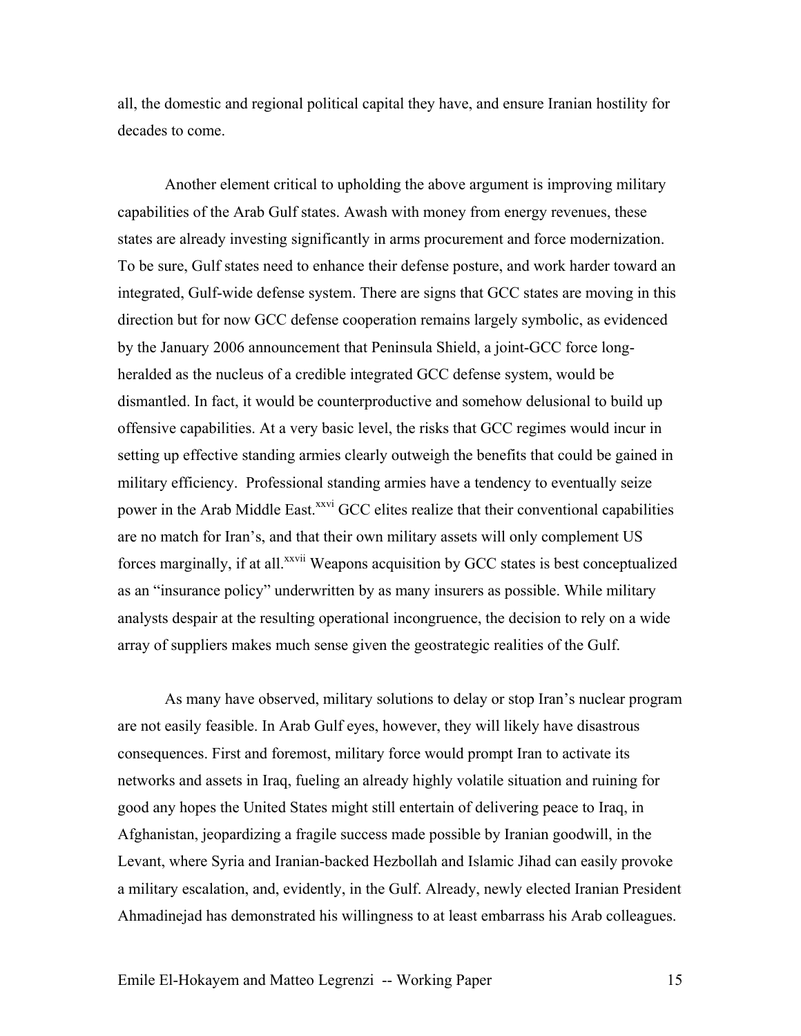all, the domestic and regional political capital they have, and ensure Iranian hostility for decades to come.

Another element critical to upholding the above argument is improving military capabilities of the Arab Gulf states. Awash with money from energy revenues, these states are already investing significantly in arms procurement and force modernization. To be sure, Gulf states need to enhance their defense posture, and work harder toward an integrated, Gulf-wide defense system. There are signs that GCC states are moving in this direction but for now GCC defense cooperation remains largely symbolic, as evidenced by the January 2006 announcement that Peninsula Shield, a joint-GCC force long-heralded as the nucleus of a credible integrated GCC defense system, would be dismantled. In fact, it would be counterproductive and somehow delusional to build up offensive capabilities. At a very basic level, the risks that GCC regimes would incur in setting up effective standing armies clearly outweigh the benefits that could be gained in military efficiency. Professional standing armies have a tendency to eventually seize power in the Arab Middle East.[xxvi] GCC elites realize that their conventional capabilities are no match for Iran's, and that their own military assets will only complement US forces marginally, if at all.[xxvii] Weapons acquisition by GCC states is best conceptualized as an "insurance policy" underwritten by as many insurers as possible. While military analysts despair at the resulting operational incongruence, the decision to rely on a wide array of suppliers makes much sense given the geostrategic realities of the Gulf.

As many have observed, military solutions to delay or stop Iran's nuclear program are not easily feasible. In Arab Gulf eyes, however, they will likely have disastrous consequences. First and foremost, military force would prompt Iran to activate its networks and assets in Iraq, fueling an already highly volatile situation and ruining for good any hopes the United States might still entertain of delivering peace to Iraq, in Afghanistan, jeopardizing a fragile success made possible by Iranian goodwill, in the Levant, where Syria and Iranian-backed Hezbollah and Islamic Jihad can easily provoke a military escalation, and, evidently, in the Gulf. Already, newly elected Iranian President Ahmadinejad has demonstrated his willingness to at least embarrass his Arab colleagues.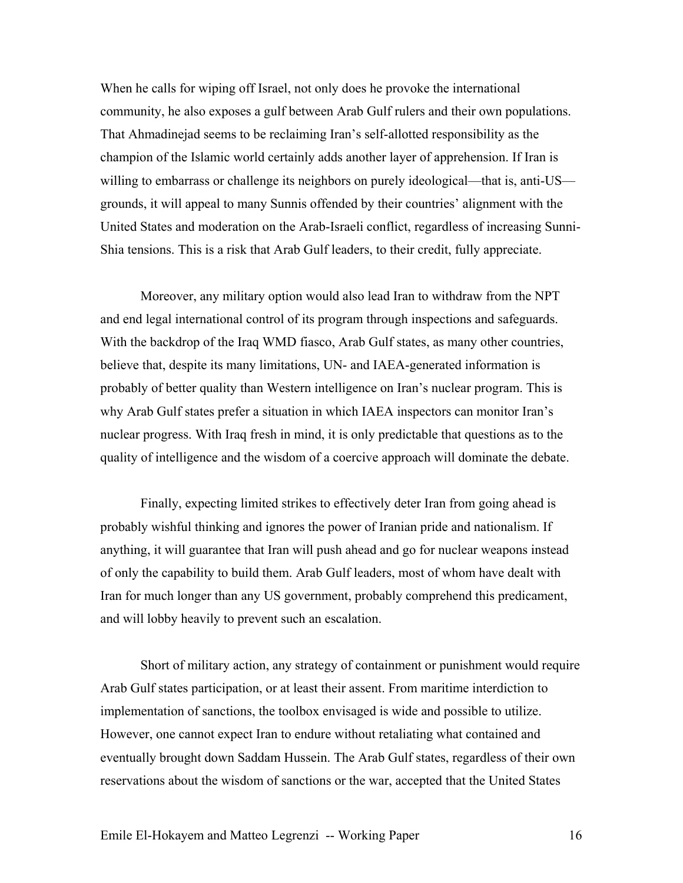When he calls for wiping off Israel, not only does he provoke the international community, he also exposes a gulf between Arab Gulf rulers and their own populations. That Ahmadinejad seems to be reclaiming Iran's self-allotted responsibility as the champion of the Islamic world certainly adds another layer of apprehension. If Iran is willing to embarrass or challenge its neighbors on purely ideological—that is, anti-US—grounds, it will appeal to many Sunnis offended by their countries' alignment with the United States and moderation on the Arab-Israeli conflict, regardless of increasing Sunni-Shia tensions. This is a risk that Arab Gulf leaders, to their credit, fully appreciate.

Moreover, any military option would also lead Iran to withdraw from the NPT and end legal international control of its program through inspections and safeguards. With the backdrop of the Iraq WMD fiasco, Arab Gulf states, as many other countries, believe that, despite its many limitations, UN- and IAEA-generated information is probably of better quality than Western intelligence on Iran's nuclear program. This is why Arab Gulf states prefer a situation in which IAEA inspectors can monitor Iran's nuclear progress. With Iraq fresh in mind, it is only predictable that questions as to the quality of intelligence and the wisdom of a coercive approach will dominate the debate.

Finally, expecting limited strikes to effectively deter Iran from going ahead is probably wishful thinking and ignores the power of Iranian pride and nationalism. If anything, it will guarantee that Iran will push ahead and go for nuclear weapons instead of only the capability to build them. Arab Gulf leaders, most of whom have dealt with Iran for much longer than any US government, probably comprehend this predicament, and will lobby heavily to prevent such an escalation.

Short of military action, any strategy of containment or punishment would require Arab Gulf states participation, or at least their assent. From maritime interdiction to implementation of sanctions, the toolbox envisaged is wide and possible to utilize. However, one cannot expect Iran to endure without retaliating what contained and eventually brought down Saddam Hussein. The Arab Gulf states, regardless of their own reservations about the wisdom of sanctions or the war, accepted that the United States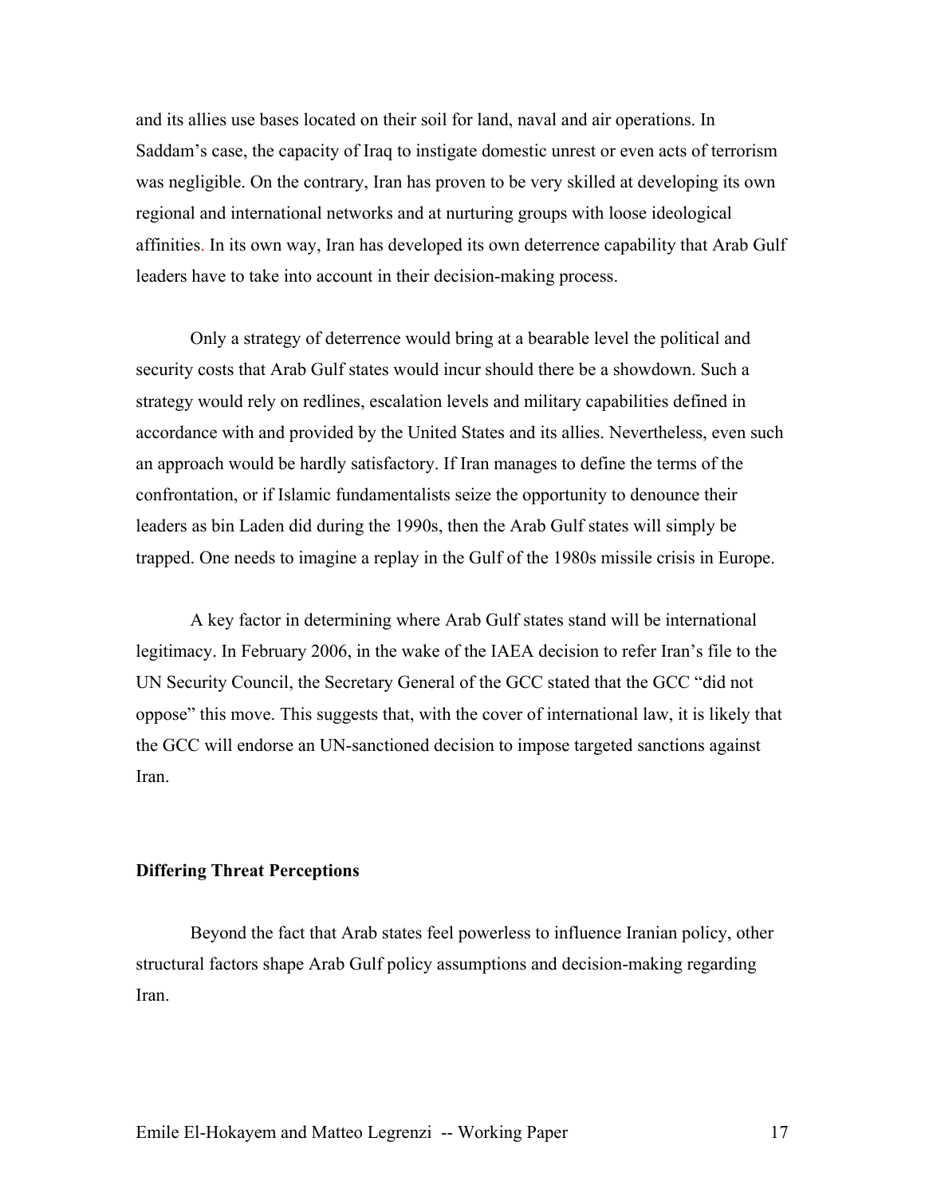and its allies use bases located on their soil for land, naval and air operations. In Saddam's case, the capacity of Iraq to instigate domestic unrest or even acts of terrorism was negligible. On the contrary, Iran has proven to be very skilled at developing its own regional and international networks and at nurturing groups with loose ideological affinities. In its own way, Iran has developed its own deterrence capability that Arab Gulf leaders have to take into account in their decision-making process.

Only a strategy of deterrence would bring at a bearable level the political and security costs that Arab Gulf states would incur should there be a showdown. Such a strategy would rely on redlines, escalation levels and military capabilities defined in accordance with and provided by the United States and its allies. Nevertheless, even such an approach would be hardly satisfactory. If Iran manages to define the terms of the confrontation, or if Islamic fundamentalists seize the opportunity to denounce their leaders as bin Laden did during the 1990s, then the Arab Gulf states will simply be trapped. One needs to imagine a replay in the Gulf of the 1980s missile crisis in Europe.

A key factor in determining where Arab Gulf states stand will be international legitimacy. In February 2006, in the wake of the IAEA decision to refer Iran's file to the UN Security Council, the Secretary General of the GCC stated that the GCC "did not oppose" this move. This suggests that, with the cover of international law, it is likely that the GCC will endorse an UN-sanctioned decision to impose targeted sanctions against Iran.

**Differing Threat Perceptions**

Beyond the fact that Arab states feel powerless to influence Iranian policy, other structural factors shape Arab Gulf policy assumptions and decision-making regarding Iran.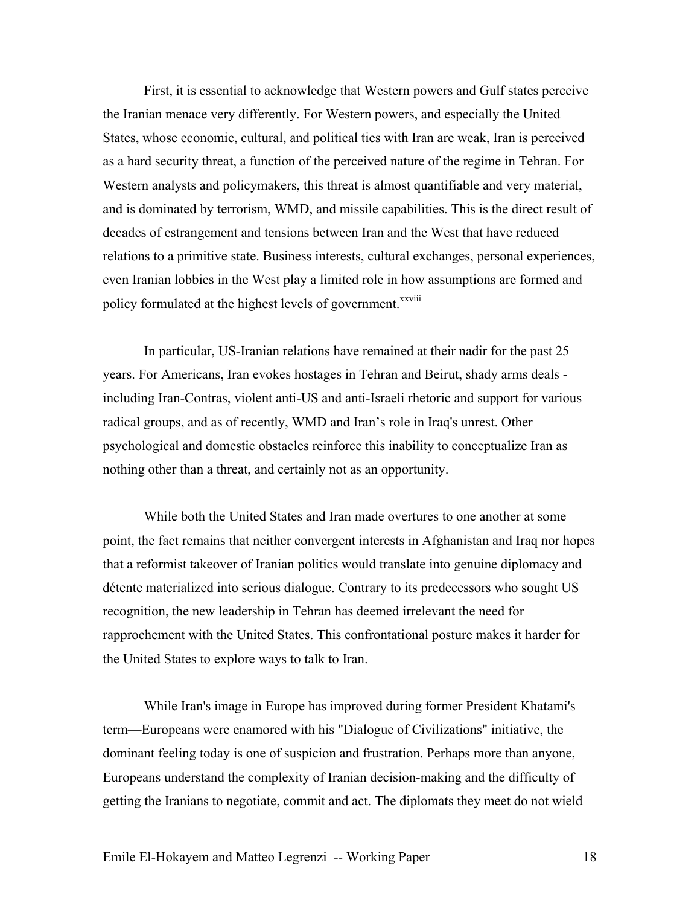First, it is essential to acknowledge that Western powers and Gulf states perceive the Iranian menace very differently. For Western powers, and especially the United States, whose economic, cultural, and political ties with Iran are weak, Iran is perceived as a hard security threat, a function of the perceived nature of the regime in Tehran. For Western analysts and policymakers, this threat is almost quantifiable and very material, and is dominated by terrorism, WMD, and missile capabilities. This is the direct result of decades of estrangement and tensions between Iran and the West that have reduced relations to a primitive state. Business interests, cultural exchanges, personal experiences, even Iranian lobbies in the West play a limited role in how assumptions are formed and policy formulated at the highest levels of government.[xxviii]

In particular, US-Iranian relations have remained at their nadir for the past 25 years. For Americans, Iran evokes hostages in Tehran and Beirut, shady arms deals - including Iran-Contras, violent anti-US and anti-Israeli rhetoric and support for various radical groups, and as of recently, WMD and Iran's role in Iraq's unrest. Other psychological and domestic obstacles reinforce this inability to conceptualize Iran as nothing other than a threat, and certainly not as an opportunity.

While both the United States and Iran made overtures to one another at some point, the fact remains that neither convergent interests in Afghanistan and Iraq nor hopes that a reformist takeover of Iranian politics would translate into genuine diplomacy and détente materialized into serious dialogue. Contrary to its predecessors who sought US recognition, the new leadership in Tehran has deemed irrelevant the need for rapprochement with the United States. This confrontational posture makes it harder for the United States to explore ways to talk to Iran.

While Iran's image in Europe has improved during former President Khatami's term—Europeans were enamored with his "Dialogue of Civilizations" initiative, the dominant feeling today is one of suspicion and frustration. Perhaps more than anyone, Europeans understand the complexity of Iranian decision-making and the difficulty of getting the Iranians to negotiate, commit and act. The diplomats they meet do not wield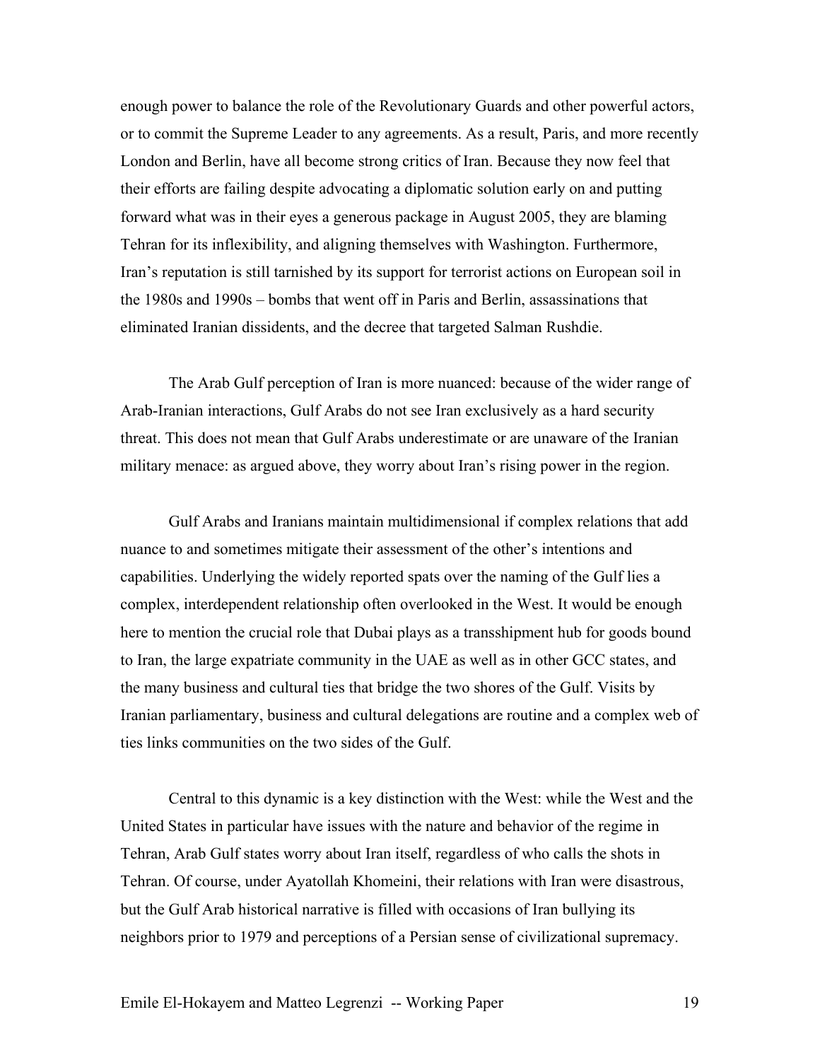enough power to balance the role of the Revolutionary Guards and other powerful actors, or to commit the Supreme Leader to any agreements. As a result, Paris, and more recently London and Berlin, have all become strong critics of Iran. Because they now feel that their efforts are failing despite advocating a diplomatic solution early on and putting forward what was in their eyes a generous package in August 2005, they are blaming Tehran for its inflexibility, and aligning themselves with Washington. Furthermore, Iran's reputation is still tarnished by its support for terrorist actions on European soil in the 1980s and 1990s – bombs that went off in Paris and Berlin, assassinations that eliminated Iranian dissidents, and the decree that targeted Salman Rushdie.

The Arab Gulf perception of Iran is more nuanced: because of the wider range of Arab-Iranian interactions, Gulf Arabs do not see Iran exclusively as a hard security threat. This does not mean that Gulf Arabs underestimate or are unaware of the Iranian military menace: as argued above, they worry about Iran's rising power in the region.

Gulf Arabs and Iranians maintain multidimensional if complex relations that add nuance to and sometimes mitigate their assessment of the other's intentions and capabilities. Underlying the widely reported spats over the naming of the Gulf lies a complex, interdependent relationship often overlooked in the West. It would be enough here to mention the crucial role that Dubai plays as a transshipment hub for goods bound to Iran, the large expatriate community in the UAE as well as in other GCC states, and the many business and cultural ties that bridge the two shores of the Gulf. Visits by Iranian parliamentary, business and cultural delegations are routine and a complex web of ties links communities on the two sides of the Gulf.

Central to this dynamic is a key distinction with the West: while the West and the United States in particular have issues with the nature and behavior of the regime in Tehran, Arab Gulf states worry about Iran itself, regardless of who calls the shots in Tehran. Of course, under Ayatollah Khomeini, their relations with Iran were disastrous, but the Gulf Arab historical narrative is filled with occasions of Iran bullying its neighbors prior to 1979 and perceptions of a Persian sense of civilizational supremacy.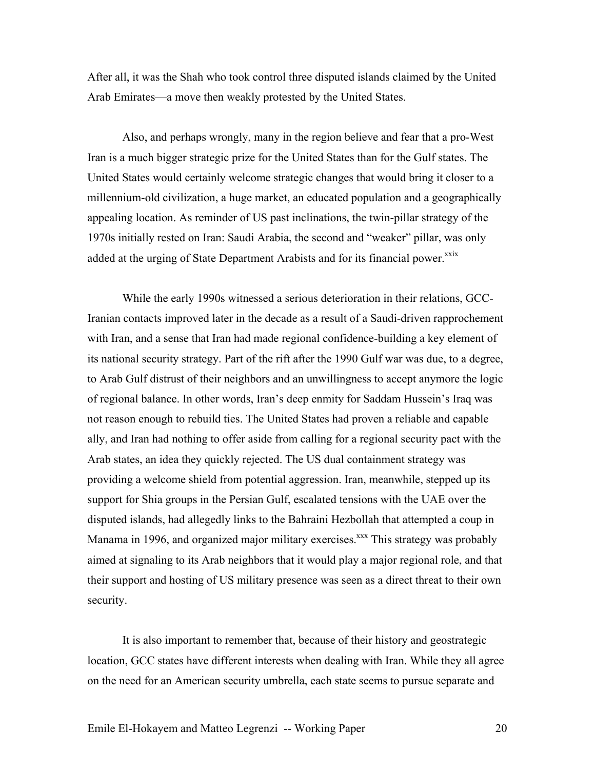After all, it was the Shah who took control three disputed islands claimed by the United Arab Emirates—a move then weakly protested by the United States.

Also, and perhaps wrongly, many in the region believe and fear that a pro-West Iran is a much bigger strategic prize for the United States than for the Gulf states. The United States would certainly welcome strategic changes that would bring it closer to a millennium-old civilization, a huge market, an educated population and a geographically appealing location. As reminder of US past inclinations, the twin-pillar strategy of the 1970s initially rested on Iran: Saudi Arabia, the second and "weaker" pillar, was only added at the urging of State Department Arabists and for its financial power.[xxix]

While the early 1990s witnessed a serious deterioration in their relations, GCC-Iranian contacts improved later in the decade as a result of a Saudi-driven rapprochement with Iran, and a sense that Iran had made regional confidence-building a key element of its national security strategy. Part of the rift after the 1990 Gulf war was due, to a degree, to Arab Gulf distrust of their neighbors and an unwillingness to accept anymore the logic of regional balance. In other words, Iran's deep enmity for Saddam Hussein's Iraq was not reason enough to rebuild ties. The United States had proven a reliable and capable ally, and Iran had nothing to offer aside from calling for a regional security pact with the Arab states, an idea they quickly rejected. The US dual containment strategy was providing a welcome shield from potential aggression. Iran, meanwhile, stepped up its support for Shia groups in the Persian Gulf, escalated tensions with the UAE over the disputed islands, had allegedly links to the Bahraini Hezbollah that attempted a coup in Manama in 1996, and organized major military exercises.[xxx] This strategy was probably aimed at signaling to its Arab neighbors that it would play a major regional role, and that their support and hosting of US military presence was seen as a direct threat to their own security.

It is also important to remember that, because of their history and geostrategic location, GCC states have different interests when dealing with Iran. While they all agree on the need for an American security umbrella, each state seems to pursue separate and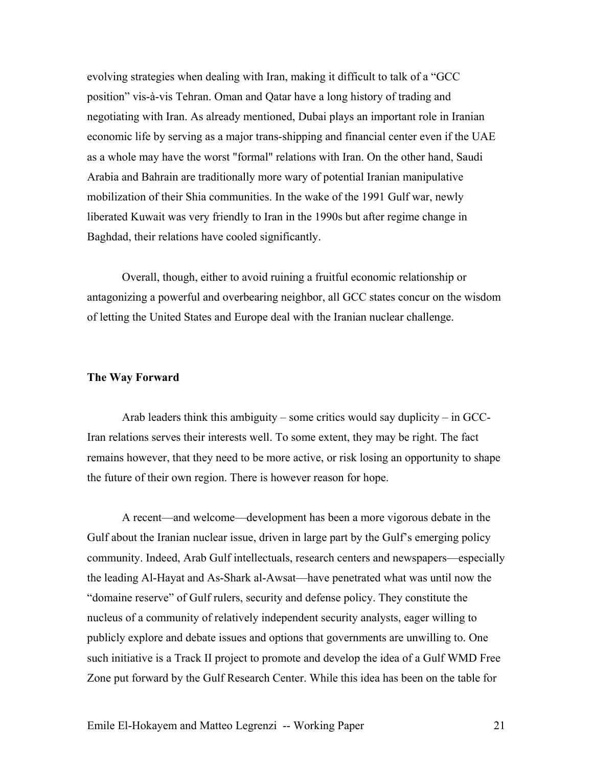evolving strategies when dealing with Iran, making it difficult to talk of a "GCC position" vis-à-vis Tehran. Oman and Qatar have a long history of trading and negotiating with Iran. As already mentioned, Dubai plays an important role in Iranian economic life by serving as a major trans-shipping and financial center even if the UAE as a whole may have the worst "formal" relations with Iran. On the other hand, Saudi Arabia and Bahrain are traditionally more wary of potential Iranian manipulative mobilization of their Shia communities. In the wake of the 1991 Gulf war, newly liberated Kuwait was very friendly to Iran in the 1990s but after regime change in Baghdad, their relations have cooled significantly.

Overall, though, either to avoid ruining a fruitful economic relationship or antagonizing a powerful and overbearing neighbor, all GCC states concur on the wisdom of letting the United States and Europe deal with the Iranian nuclear challenge.

**The Way Forward**

Arab leaders think this ambiguity – some critics would say duplicity – in GCC-Iran relations serves their interests well. To some extent, they may be right. The fact remains however, that they need to be more active, or risk losing an opportunity to shape the future of their own region. There is however reason for hope.

A recent—and welcome—development has been a more vigorous debate in the Gulf about the Iranian nuclear issue, driven in large part by the Gulf's emerging policy community. Indeed, Arab Gulf intellectuals, research centers and newspapers—especially the leading Al-Hayat and As-Shark al-Awsat—have penetrated what was until now the "domaine reserve" of Gulf rulers, security and defense policy. They constitute the nucleus of a community of relatively independent security analysts, eager willing to publicly explore and debate issues and options that governments are unwilling to. One such initiative is a Track II project to promote and develop the idea of a Gulf WMD Free Zone put forward by the Gulf Research Center. While this idea has been on the table for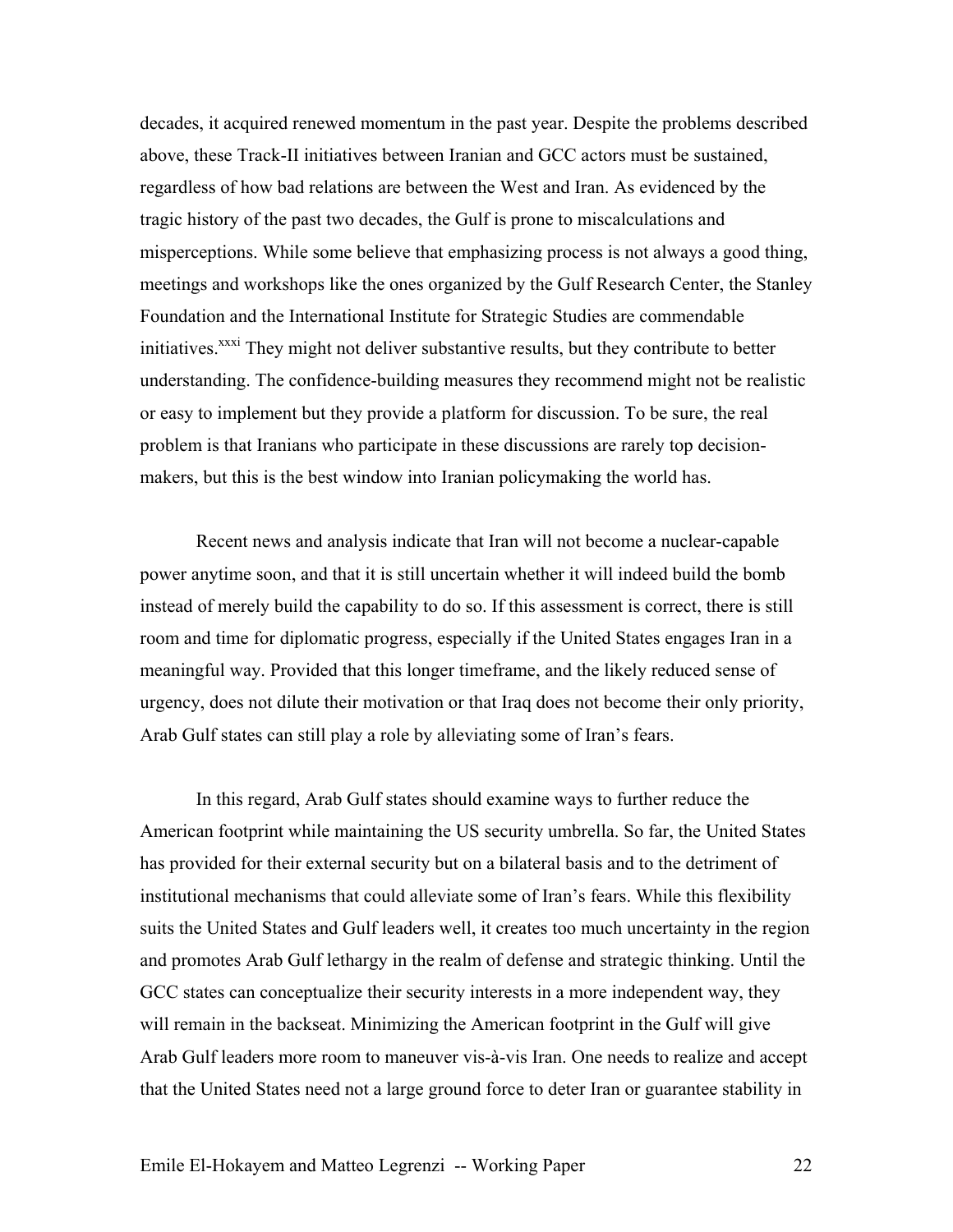decades, it acquired renewed momentum in the past year. Despite the problems described above, these Track-II initiatives between Iranian and GCC actors must be sustained, regardless of how bad relations are between the West and Iran. As evidenced by the tragic history of the past two decades, the Gulf is prone to miscalculations and misperceptions. While some believe that emphasizing process is not always a good thing, meetings and workshops like the ones organized by the Gulf Research Center, the Stanley Foundation and the International Institute for Strategic Studies are commendable initiatives.[xxxi] They might not deliver substantive results, but they contribute to better understanding. The confidence-building measures they recommend might not be realistic or easy to implement but they provide a platform for discussion. To be sure, the real problem is that Iranians who participate in these discussions are rarely top decision-makers, but this is the best window into Iranian policymaking the world has.

Recent news and analysis indicate that Iran will not become a nuclear-capable power anytime soon, and that it is still uncertain whether it will indeed build the bomb instead of merely build the capability to do so. If this assessment is correct, there is still room and time for diplomatic progress, especially if the United States engages Iran in a meaningful way. Provided that this longer timeframe, and the likely reduced sense of urgency, does not dilute their motivation or that Iraq does not become their only priority, Arab Gulf states can still play a role by alleviating some of Iran's fears.

In this regard, Arab Gulf states should examine ways to further reduce the American footprint while maintaining the US security umbrella. So far, the United States has provided for their external security but on a bilateral basis and to the detriment of institutional mechanisms that could alleviate some of Iran's fears. While this flexibility suits the United States and Gulf leaders well, it creates too much uncertainty in the region and promotes Arab Gulf lethargy in the realm of defense and strategic thinking. Until the GCC states can conceptualize their security interests in a more independent way, they will remain in the backseat. Minimizing the American footprint in the Gulf will give Arab Gulf leaders more room to maneuver vis-à-vis Iran. One needs to realize and accept that the United States need not a large ground force to deter Iran or guarantee stability in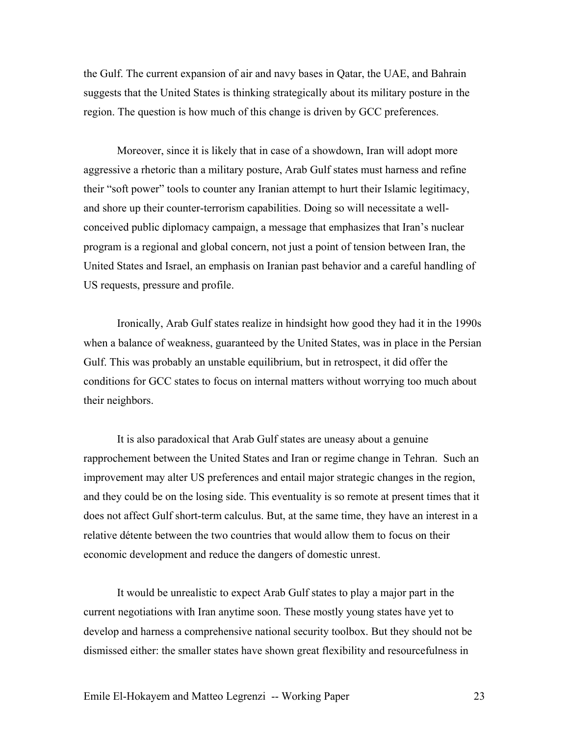the Gulf. The current expansion of air and navy bases in Qatar, the UAE, and Bahrain suggests that the United States is thinking strategically about its military posture in the region. The question is how much of this change is driven by GCC preferences.

Moreover, since it is likely that in case of a showdown, Iran will adopt more aggressive a rhetoric than a military posture, Arab Gulf states must harness and refine their "soft power" tools to counter any Iranian attempt to hurt their Islamic legitimacy, and shore up their counter-terrorism capabilities. Doing so will necessitate a well-conceived public diplomacy campaign, a message that emphasizes that Iran's nuclear program is a regional and global concern, not just a point of tension between Iran, the United States and Israel, an emphasis on Iranian past behavior and a careful handling of US requests, pressure and profile.

Ironically, Arab Gulf states realize in hindsight how good they had it in the 1990s when a balance of weakness, guaranteed by the United States, was in place in the Persian Gulf. This was probably an unstable equilibrium, but in retrospect, it did offer the conditions for GCC states to focus on internal matters without worrying too much about their neighbors.

It is also paradoxical that Arab Gulf states are uneasy about a genuine rapprochement between the United States and Iran or regime change in Tehran. Such an improvement may alter US preferences and entail major strategic changes in the region, and they could be on the losing side. This eventuality is so remote at present times that it does not affect Gulf short-term calculus. But, at the same time, they have an interest in a relative détente between the two countries that would allow them to focus on their economic development and reduce the dangers of domestic unrest.

It would be unrealistic to expect Arab Gulf states to play a major part in the current negotiations with Iran anytime soon. These mostly young states have yet to develop and harness a comprehensive national security toolbox. But they should not be dismissed either: the smaller states have shown great flexibility and resourcefulness in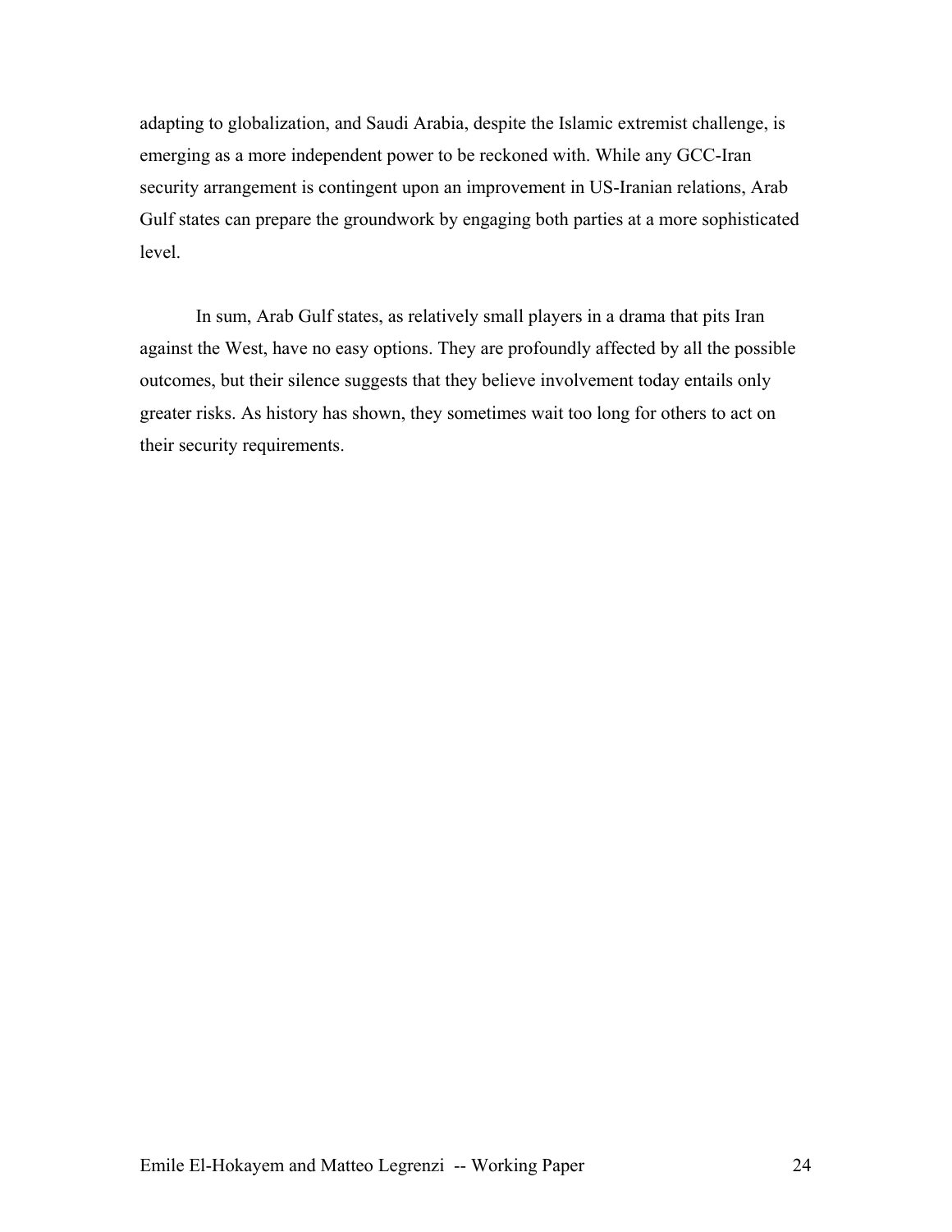adapting to globalization, and Saudi Arabia, despite the Islamic extremist challenge, is emerging as a more independent power to be reckoned with. While any GCC-Iran security arrangement is contingent upon an improvement in US-Iranian relations, Arab Gulf states can prepare the groundwork by engaging both parties at a more sophisticated level.

In sum, Arab Gulf states, as relatively small players in a drama that pits Iran against the West, have no easy options. They are profoundly affected by all the possible outcomes, but their silence suggests that they believe involvement today entails only greater risks. As history has shown, they sometimes wait too long for others to act on their security requirements.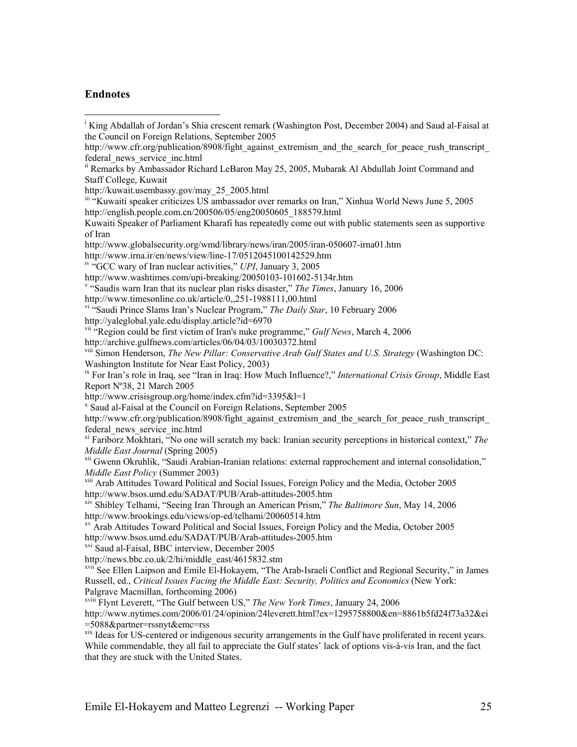## Endnotes

[i] King Abdallah of Jordan's Shia crescent remark (Washington Post, December 2004) and Saud al-Faisal at the Council on Foreign Relations, September 2005
http://www.cfr.org/publication/8908/fight_against_extremism_and_the_search_for_peace_rush_transcript_federal_news_service_inc.html

[ii] Remarks by Ambassador Richard LeBaron May 25, 2005, Mubarak Al Abdullah Joint Command and Staff College, Kuwait
http://kuwait.usembassy.gov/may_25_2005.html

[iii] "Kuwaiti speaker criticizes US ambassador over remarks on Iran," Xinhua World News June 5, 2005
http://english.people.com.cn/200506/05/eng20050605_188579.html
Kuwaiti Speaker of Parliament Kharafi has repeatedly come out with public statements seen as supportive of Iran
http://www.globalsecurity.org/wmd/library/news/iran/2005/iran-050607-irna01.htm
http://www.irna.ir/en/news/view/line-17/0512045100142529.htm

[iv] "GCC wary of Iran nuclear activities," *UPI*, January 3, 2005
http://www.washtimes.com/upi-breaking/20050103-101602-5134r.htm

[v] "Saudis warn Iran that its nuclear plan risks disaster," *The Times*, January 16, 2006
http://www.timesonline.co.uk/article/0,,251-1988111,00.html

[vi] "Saudi Prince Slams Iran's Nuclear Program," *The Daily Star*, 10 February 2006
http://yaleglobal.yale.edu/display.article?id=6970

[vii] "Region could be first victim of Iran's nuke programme," *Gulf News*, March 4, 2006
http://archive.gulfnews.com/articles/06/04/03/10030372.html

[viii] Simon Henderson, *The New Pillar: Conservative Arab Gulf States and U.S. Strategy* (Washington DC: Washington Institute for Near East Policy, 2003)

[ix] For Iran's role in Iraq, see "Iran in Iraq: How Much Influence?," *International Crisis Group*, Middle East Report Nº38, 21 March 2005
http://www.crisisgroup.org/home/index.cfm?id=3395&l=1

[x] Saud al-Faisal at the Council on Foreign Relations, September 2005
http://www.cfr.org/publication/8908/fight_against_extremism_and_the_search_for_peace_rush_transcript_federal_news_service_inc.html

[xi] Fariborz Mokhtari, "No one will scratch my back: Iranian security perceptions in historical context," *The Middle East Journal* (Spring 2005)

[xii] Gwenn Okruhlik, "Saudi Arabian-Iranian relations: external rapprochement and internal consolidation," *Middle East Policy* (Summer 2003)

[xiii] Arab Attitudes Toward Political and Social Issues, Foreign Policy and the Media, October 2005
http://www.bsos.umd.edu/SADAT/PUB/Arab-attitudes-2005.htm

[xiv] Shibley Telhami, "Seeing Iran Through an American Prism," *The Baltimore Sun*, May 14, 2006
http://www.brookings.edu/views/op-ed/telhami/20060514.htm

[xv] Arab Attitudes Toward Political and Social Issues, Foreign Policy and the Media, October 2005
http://www.bsos.umd.edu/SADAT/PUB/Arab-attitudes-2005.htm

[xvi] Saud al-Faisal, BBC interview, December 2005
http://news.bbc.co.uk/2/hi/middle_east/4615832.stm

[xvii] See Ellen Laipson and Emile El-Hokayem, "The Arab-Israeli Conflict and Regional Security," in James Russell, ed., *Critical Issues Facing the Middle East: Security, Politics and Economics* (New York: Palgrave Macmillan, forthcoming 2006)

[xviii] Flynt Leverett, "The Gulf between US," *The New York Times*, January 24, 2006
http://www.nytimes.com/2006/01/24/opinion/24leverett.html?ex=1295758800&en=8861b5fd24f73a32&ei=5088&partner=rssnyt&emc=rss

[xix] Ideas for US-centered or indigenous security arrangements in the Gulf have proliferated in recent years. While commendable, they all fail to appreciate the Gulf states' lack of options vis-à-vis Iran, and the fact that they are stuck with the United States.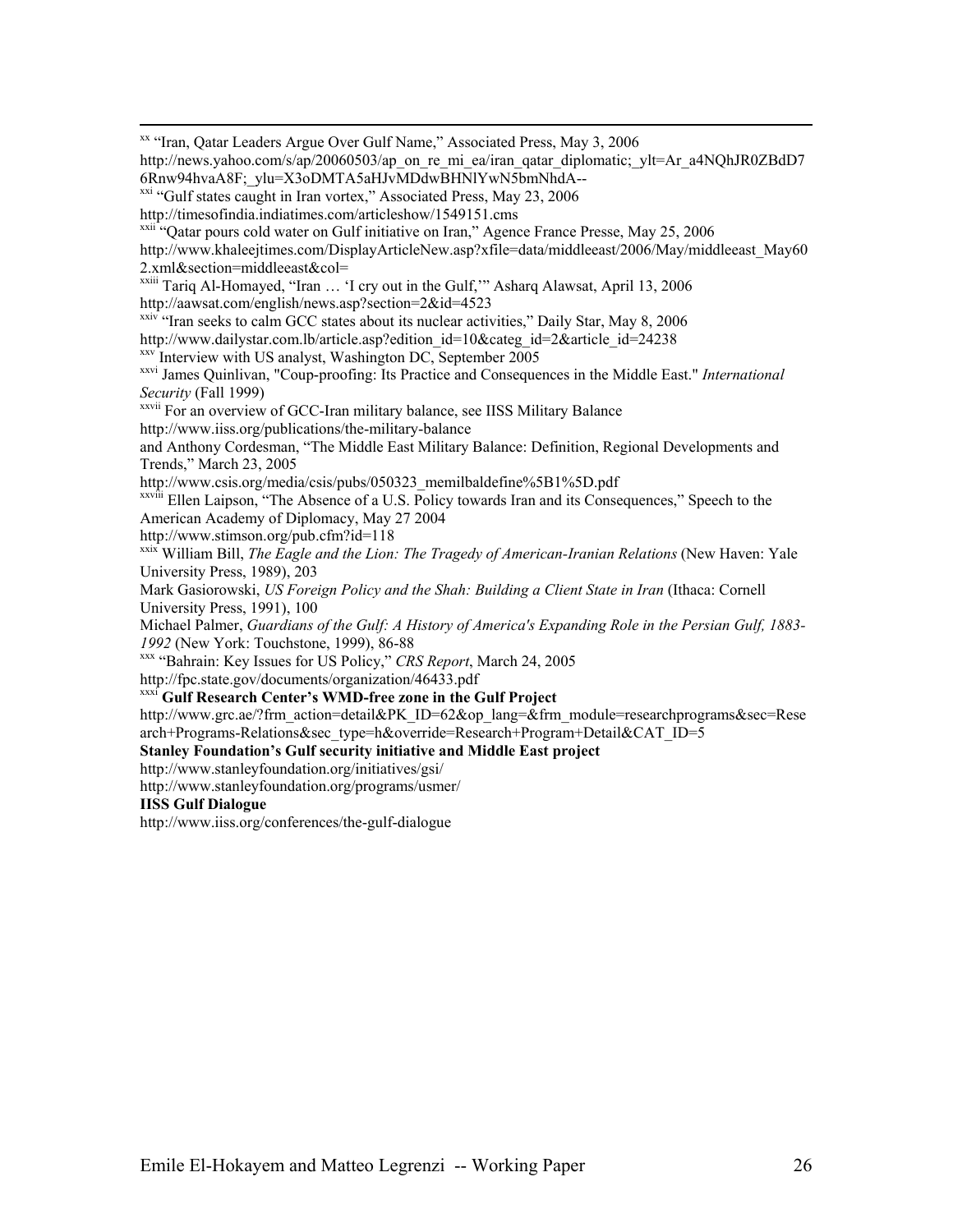[xx] "Iran, Qatar Leaders Argue Over Gulf Name," Associated Press, May 3, 2006
http://news.yahoo.com/s/ap/20060503/ap_on_re_mi_ea/iran_qatar_diplomatic;_ylt=Ar_a4NQhJR0ZBdD76Rnw94hvaA8F;_ylu=X3oDMTA5aHJvMDdwBHNlYwN5bmNhdA--

[xxi] "Gulf states caught in Iran vortex," Associated Press, May 23, 2006
http://timesofindia.indiatimes.com/articleshow/1549151.cms

[xxii] "Qatar pours cold water on Gulf initiative on Iran," Agence France Presse, May 25, 2006
http://www.khaleejtimes.com/DisplayArticleNew.asp?xfile=data/middleeast/2006/May/middleeast_May602.xml&section=middleeast&col=

[xxiii] Tariq Al-Homayed, "Iran … 'I cry out in the Gulf,'" Asharq Alawsat, April 13, 2006
http://aawsat.com/english/news.asp?section=2&id=4523

[xxiv] "Iran seeks to calm GCC states about its nuclear activities," Daily Star, May 8, 2006
http://www.dailystar.com.lb/article.asp?edition_id=10&categ_id=2&article_id=24238

[xxv] Interview with US analyst, Washington DC, September 2005

[xxvi] James Quinlivan, "Coup-proofing: Its Practice and Consequences in the Middle East." *International Security* (Fall 1999)

[xxvii] For an overview of GCC-Iran military balance, see IISS Military Balance
http://www.iiss.org/publications/the-military-balance
and Anthony Cordesman, "The Middle East Military Balance: Definition, Regional Developments and Trends," March 23, 2005
http://www.csis.org/media/csis/pubs/050323_memilbaldefine%5B1%5D.pdf

[xxviii] Ellen Laipson, "The Absence of a U.S. Policy towards Iran and its Consequences," Speech to the American Academy of Diplomacy, May 27 2004
http://www.stimson.org/pub.cfm?id=118

[xxix] William Bill, *The Eagle and the Lion: The Tragedy of American-Iranian Relations* (New Haven: Yale University Press, 1989), 203
Mark Gasiorowski, *US Foreign Policy and the Shah: Building a Client State in Iran* (Ithaca: Cornell University Press, 1991), 100
Michael Palmer, *Guardians of the Gulf: A History of America's Expanding Role in the Persian Gulf, 1883-1992* (New York: Touchstone, 1999), 86-88

[xxx] "Bahrain: Key Issues for US Policy," *CRS Report*, March 24, 2005
http://fpc.state.gov/documents/organization/46433.pdf

[xxxi] **Gulf Research Center's WMD-free zone in the Gulf Project**
http://www.grc.ae/?frm_action=detail&PK_ID=62&op_lang=&frm_module=researchprograms&sec=Research+Programs-Relations&sec_type=h&override=Research+Program+Detail&CAT_ID=5
**Stanley Foundation's Gulf security initiative and Middle East project**
http://www.stanleyfoundation.org/initiatives/gsi/
http://www.stanleyfoundation.org/programs/usmer/
**IISS Gulf Dialogue**
http://www.iiss.org/conferences/the-gulf-dialogue